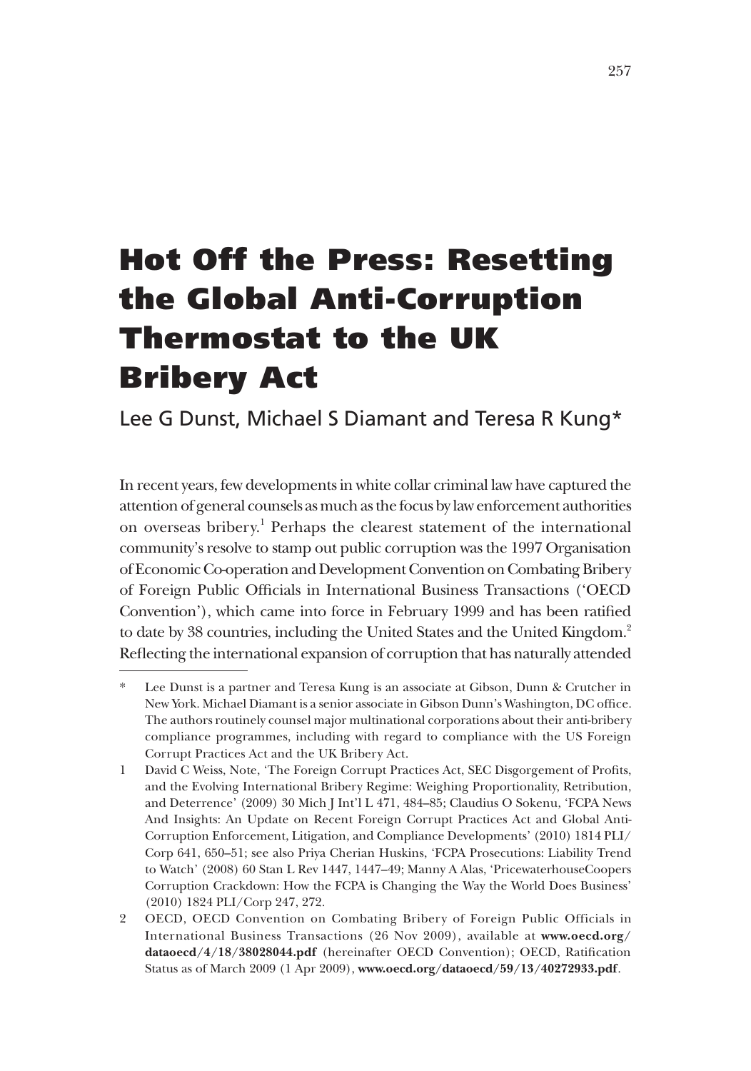# Hot Off the Press: Resetting the Global Anti-Corruption Thermostat to the UK Bribery Act

Lee G Dunst, Michael S Diamant and Teresa R Kung*

In recent years, few developments in white collar criminal law have captured the attention of general counsels as much as the focus by law enforcement authorities on overseas bribery.[1] Perhaps the clearest statement of the international community's resolve to stamp out public corruption was the 1997 Organisation of Economic Co-operation and Development Convention on Combating Bribery of Foreign Public Officials in International Business Transactions ('OECD Convention'), which came into force in February 1999 and has been ratified to date by 38 countries, including the United States and the United Kingdom.[2] Reflecting the international expansion of corruption that has naturally attended

---

\* Lee Dunst is a partner and Teresa Kung is an associate at Gibson, Dunn & Crutcher in New York. Michael Diamant is a senior associate in Gibson Dunn's Washington, DC office. The authors routinely counsel major multinational corporations about their anti-bribery compliance programmes, including with regard to compliance with the US Foreign Corrupt Practices Act and the UK Bribery Act.

1 David C Weiss, Note, 'The Foreign Corrupt Practices Act, SEC Disgorgement of Profits, and the Evolving International Bribery Regime: Weighing Proportionality, Retribution, and Deterrence' (2009) 30 Mich J Int'l L 471, 484–85; Claudius O Sokenu, 'FCPA News And Insights: An Update on Recent Foreign Corrupt Practices Act and Global Anti-Corruption Enforcement, Litigation, and Compliance Developments' (2010) 1814 PLI/Corp 641, 650–51; see also Priya Cherian Huskins, 'FCPA Prosecutions: Liability Trend to Watch' (2008) 60 Stan L Rev 1447, 1447–49; Manny A Alas, 'PricewaterhouseCoopers Corruption Crackdown: How the FCPA is Changing the Way the World Does Business' (2010) 1824 PLI/Corp 247, 272.

2 OECD, OECD Convention on Combating Bribery of Foreign Public Officials in International Business Transactions (26 Nov 2009), available at **www.oecd.org/dataoecd/4/18/38028044.pdf** (hereinafter OECD Convention); OECD, Ratification Status as of March 2009 (1 Apr 2009), **www.oecd.org/dataoecd/59/13/40272933.pdf**.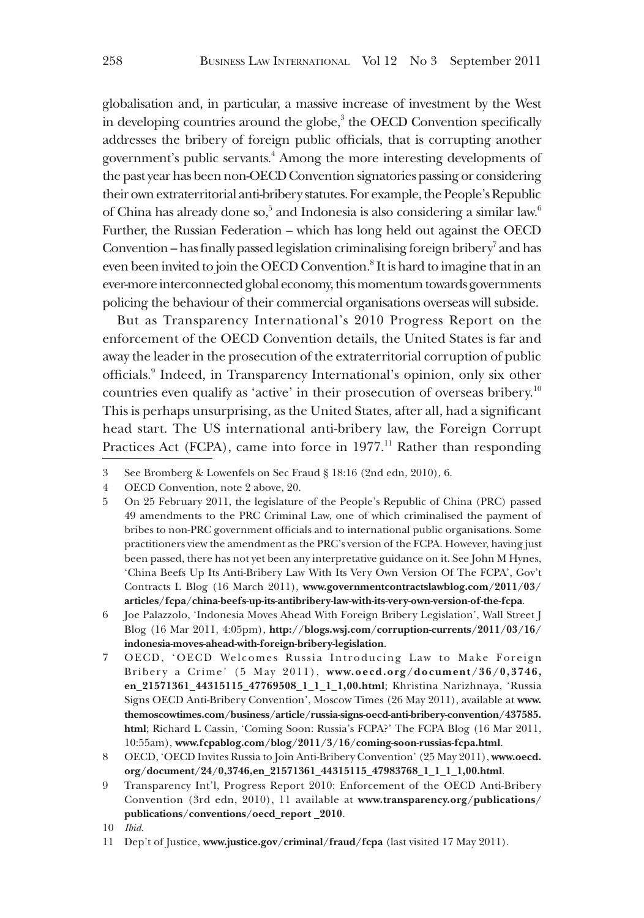globalisation and, in particular, a massive increase of investment by the West in developing countries around the globe,[3] the OECD Convention specifically addresses the bribery of foreign public officials, that is corrupting another government's public servants.[4] Among the more interesting developments of the past year has been non-OECD Convention signatories passing or considering their own extraterritorial anti-bribery statutes. For example, the People's Republic of China has already done so,[5] and Indonesia is also considering a similar law.[6] Further, the Russian Federation – which has long held out against the OECD Convention – has finally passed legislation criminalising foreign bribery[7] and has even been invited to join the OECD Convention.[8] It is hard to imagine that in an ever-more interconnected global economy, this momentum towards governments policing the behaviour of their commercial organisations overseas will subside.

But as Transparency International's 2010 Progress Report on the enforcement of the OECD Convention details, the United States is far and away the leader in the prosecution of the extraterritorial corruption of public officials.[9] Indeed, in Transparency International's opinion, only six other countries even qualify as 'active' in their prosecution of overseas bribery.[10] This is perhaps unsurprising, as the United States, after all, had a significant head start. The US international anti-bribery law, the Foreign Corrupt Practices Act (FCPA), came into force in 1977.[11] Rather than responding

---

3 See Bromberg & Lowenfels on Sec Fraud § 18:16 (2nd edn, 2010), 6.

4 OECD Convention, note 2 above, 20.

5 On 25 February 2011, the legislature of the People's Republic of China (PRC) passed 49 amendments to the PRC Criminal Law, one of which criminalised the payment of bribes to non-PRC government officials and to international public organisations. Some practitioners view the amendment as the PRC's version of the FCPA. However, having just been passed, there has not yet been any interpretative guidance on it. See John M Hynes, 'China Beefs Up Its Anti-Bribery Law With Its Very Own Version Of The FCPA', Gov't Contracts L Blog (16 March 2011), **www.governmentcontractslawblog.com/2011/03/articles/fcpa/china-beefs-up-its-antibribery-law-with-its-very-own-version-of-the-fcpa**.

6 Joe Palazzolo, 'Indonesia Moves Ahead With Foreign Bribery Legislation', Wall Street J Blog (16 Mar 2011, 4:05pm), **http://blogs.wsj.com/corruption-currents/2011/03/16/indonesia-moves-ahead-with-foreign-bribery-legislation**.

7 OECD, 'OECD Welcomes Russia Introducing Law to Make Foreign Bribery a Crime' (5 May 2011), **www.oecd.org/document/36/0,3746,en_21571361_44315115_47769508_1_1_1_1,00.html**; Khristina Narizhnaya, 'Russia Signs OECD Anti-Bribery Convention', Moscow Times (26 May 2011), available at **www.themoscowtimes.com/business/article/russia-signs-oecd-anti-bribery-convention/437585.html**; Richard L Cassin, 'Coming Soon: Russia's FCPA?' The FCPA Blog (16 Mar 2011, 10:55am), **www.fcpablog.com/blog/2011/3/16/coming-soon-russias-fcpa.html**.

8 OECD, 'OECD Invites Russia to Join Anti-Bribery Convention' (25 May 2011), **www.oecd.org/document/24/0,3746,en_21571361_44315115_47983768_1_1_1_1,00.html**.

9 Transparency Int'l, Progress Report 2010: Enforcement of the OECD Anti-Bribery Convention (3rd edn, 2010), 11 available at **www.transparency.org/publications/publications/conventions/oecd_report _2010**.

10 *Ibid*.

11 Dep't of Justice, **www.justice.gov/criminal/fraud/fcpa** (last visited 17 May 2011).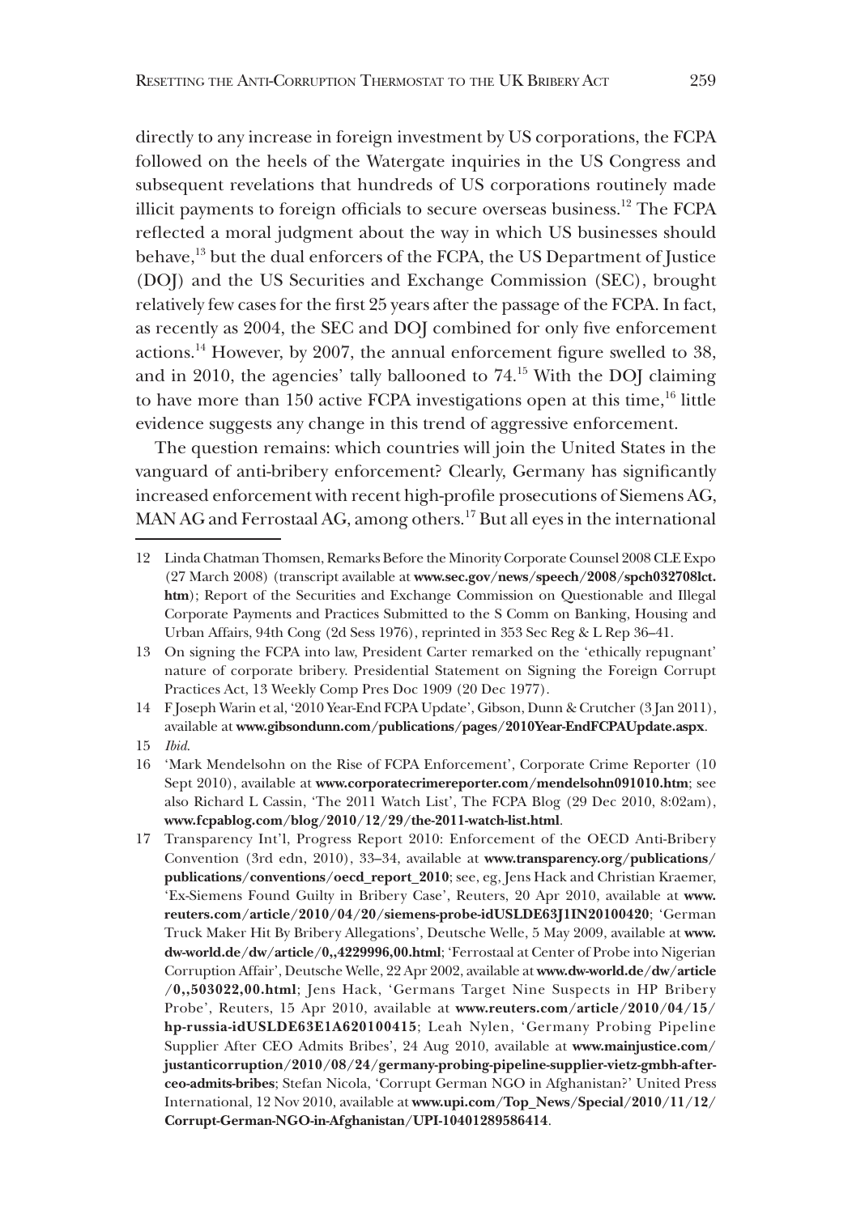directly to any increase in foreign investment by US corporations, the FCPA followed on the heels of the Watergate inquiries in the US Congress and subsequent revelations that hundreds of US corporations routinely made illicit payments to foreign officials to secure overseas business.[12] The FCPA reflected a moral judgment about the way in which US businesses should behave,[13] but the dual enforcers of the FCPA, the US Department of Justice (DOJ) and the US Securities and Exchange Commission (SEC), brought relatively few cases for the first 25 years after the passage of the FCPA. In fact, as recently as 2004, the SEC and DOJ combined for only five enforcement actions.[14] However, by 2007, the annual enforcement figure swelled to 38, and in 2010, the agencies' tally ballooned to 74.[15] With the DOJ claiming to have more than 150 active FCPA investigations open at this time,[16] little evidence suggests any change in this trend of aggressive enforcement.

The question remains: which countries will join the United States in the vanguard of anti-bribery enforcement? Clearly, Germany has significantly increased enforcement with recent high-profile prosecutions of Siemens AG, MAN AG and Ferrostaal AG, among others.[17] But all eyes in the international

---

12 Linda Chatman Thomsen, Remarks Before the Minority Corporate Counsel 2008 CLE Expo (27 March 2008) (transcript available at **www.sec.gov/news/speech/2008/spch032708lct.htm**); Report of the Securities and Exchange Commission on Questionable and Illegal Corporate Payments and Practices Submitted to the S Comm on Banking, Housing and Urban Affairs, 94th Cong (2d Sess 1976), reprinted in 353 Sec Reg & L Rep 36–41.

13 On signing the FCPA into law, President Carter remarked on the 'ethically repugnant' nature of corporate bribery. Presidential Statement on Signing the Foreign Corrupt Practices Act, 13 Weekly Comp Pres Doc 1909 (20 Dec 1977).

14 F Joseph Warin et al, '2010 Year-End FCPA Update', Gibson, Dunn & Crutcher (3 Jan 2011), available at **www.gibsondunn.com/publications/pages/2010Year-EndFCPAUpdate.aspx**.

15 *Ibid*.

16 'Mark Mendelsohn on the Rise of FCPA Enforcement', Corporate Crime Reporter (10 Sept 2010), available at **www.corporatecrimereporter.com/mendelsohn091010.htm**; see also Richard L Cassin, 'The 2011 Watch List', The FCPA Blog (29 Dec 2010, 8:02am), **www.fcpablog.com/blog/2010/12/29/the-2011-watch-list.html**.

17 Transparency Int'l, Progress Report 2010: Enforcement of the OECD Anti-Bribery Convention (3rd edn, 2010), 33–34, available at **www.transparency.org/publications/publications/conventions/oecd_report_2010**; see, eg, Jens Hack and Christian Kraemer, 'Ex-Siemens Found Guilty in Bribery Case', Reuters, 20 Apr 2010, available at **www.reuters.com/article/2010/04/20/siemens-probe-idUSLDE63J1IN20100420**; 'German Truck Maker Hit By Bribery Allegations', Deutsche Welle, 5 May 2009, available at **www.dw-world.de/dw/article/0,,4229996,00.html**; 'Ferrostaal at Center of Probe into Nigerian Corruption Affair', Deutsche Welle, 22 Apr 2002, available at **www.dw-world.de/dw/article/0,,503022,00.html**; Jens Hack, 'Germans Target Nine Suspects in HP Bribery Probe', Reuters, 15 Apr 2010, available at **www.reuters.com/article/2010/04/15/hp-russia-idUSLDE63E1A620100415**; Leah Nylen, 'Germany Probing Pipeline Supplier After CEO Admits Bribes', 24 Aug 2010, available at **www.mainjustice.com/justanticorruption/2010/08/24/germany-probing-pipeline-supplier-vietz-gmbh-after-ceo-admits-bribes**; Stefan Nicola, 'Corrupt German NGO in Afghanistan?' United Press International, 12 Nov 2010, available at **www.upi.com/Top_News/Special/2010/11/12/Corrupt-German-NGO-in-Afghanistan/UPI-10401289586414**.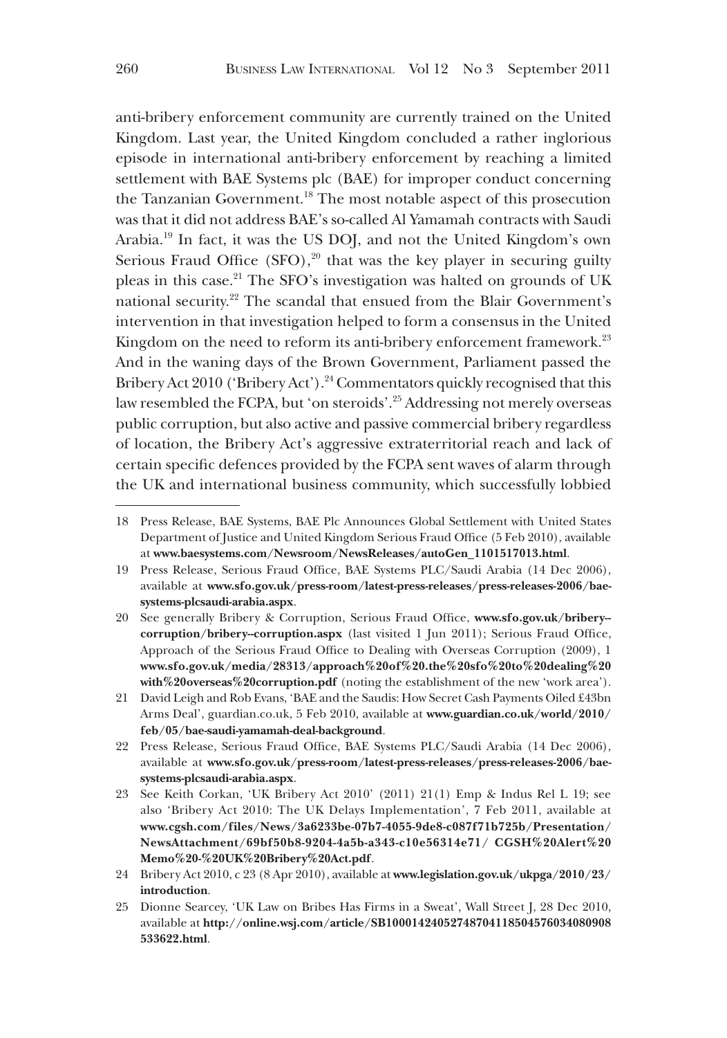anti-bribery enforcement community are currently trained on the United Kingdom. Last year, the United Kingdom concluded a rather inglorious episode in international anti-bribery enforcement by reaching a limited settlement with BAE Systems plc (BAE) for improper conduct concerning the Tanzanian Government.[18] The most notable aspect of this prosecution was that it did not address BAE's so-called Al Yamamah contracts with Saudi Arabia.[19] In fact, it was the US DOJ, and not the United Kingdom's own Serious Fraud Office (SFO),[20] that was the key player in securing guilty pleas in this case.[21] The SFO's investigation was halted on grounds of UK national security.[22] The scandal that ensued from the Blair Government's intervention in that investigation helped to form a consensus in the United Kingdom on the need to reform its anti-bribery enforcement framework.[23] And in the waning days of the Brown Government, Parliament passed the Bribery Act 2010 ('Bribery Act').[24] Commentators quickly recognised that this law resembled the FCPA, but 'on steroids'.[25] Addressing not merely overseas public corruption, but also active and passive commercial bribery regardless of location, the Bribery Act's aggressive extraterritorial reach and lack of certain specific defences provided by the FCPA sent waves of alarm through the UK and international business community, which successfully lobbied

---

18 Press Release, BAE Systems, BAE Plc Announces Global Settlement with United States Department of Justice and United Kingdom Serious Fraud Office (5 Feb 2010), available at **www.baesystems.com/Newsroom/NewsReleases/autoGen_1101517013.html**.

19 Press Release, Serious Fraud Office, BAE Systems PLC/Saudi Arabia (14 Dec 2006), available at **www.sfo.gov.uk/press-room/latest-press-releases/press-releases-2006/bae-systems-plcsaudi-arabia.aspx**.

20 See generally Bribery & Corruption, Serious Fraud Office, **www.sfo.gov.uk/bribery--corruption/bribery--corruption.aspx** (last visited 1 Jun 2011); Serious Fraud Office, Approach of the Serious Fraud Office to Dealing with Overseas Corruption (2009), 1 **www.sfo.gov.uk/media/28313/approach%20of%20.the%20sfo%20to%20dealing%20with%20overseas%20corruption.pdf** (noting the establishment of the new 'work area').

21 David Leigh and Rob Evans, 'BAE and the Saudis: How Secret Cash Payments Oiled £43bn Arms Deal', guardian.co.uk, 5 Feb 2010, available at **www.guardian.co.uk/world/2010/feb/05/bae-saudi-yamamah-deal-background**.

22 Press Release, Serious Fraud Office, BAE Systems PLC/Saudi Arabia (14 Dec 2006), available at **www.sfo.gov.uk/press-room/latest-press-releases/press-releases-2006/bae-systems-plcsaudi-arabia.aspx**.

23 See Keith Corkan, 'UK Bribery Act 2010' (2011) 21(1) Emp & Indus Rel L 19; see also 'Bribery Act 2010: The UK Delays Implementation', 7 Feb 2011, available at **www.cgsh.com/files/News/3a6233be-07b7-4055-9de8-c087f71b725b/Presentation/NewsAttachment/69bf50b8-9204-4a5b-a343-c10e56314e71/ CGSH%20Alert%20Memo%20-%20UK%20Bribery%20Act.pdf**.

24 Bribery Act 2010, c 23 (8 Apr 2010), available at **www.legislation.gov.uk/ukpga/2010/23/introduction**.

25 Dionne Searcey, 'UK Law on Bribes Has Firms in a Sweat', Wall Street J, 28 Dec 2010, available at **http://online.wsj.com/article/SB10001424052748704118504576034080908533622.html**.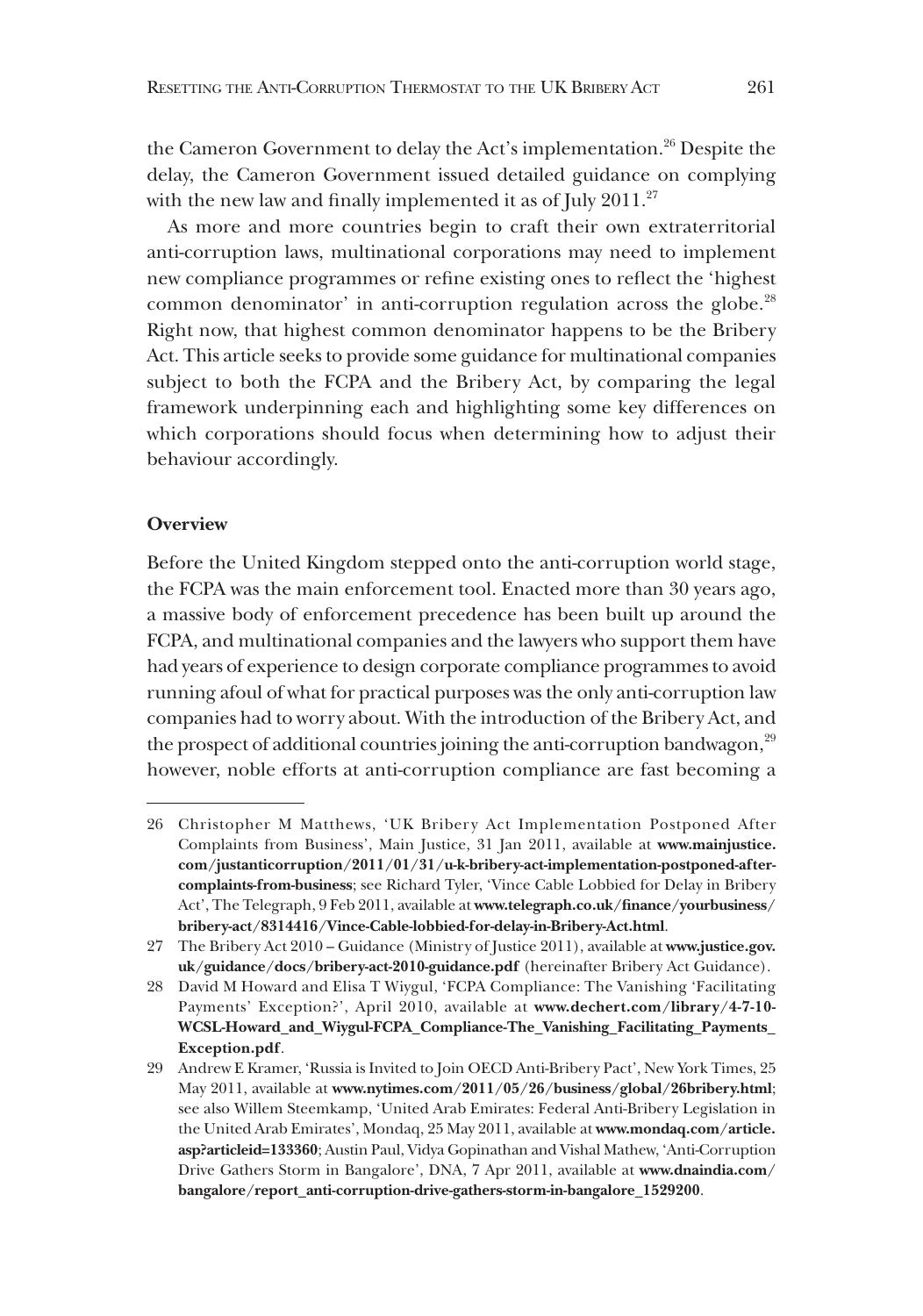the Cameron Government to delay the Act's implementation.[26] Despite the delay, the Cameron Government issued detailed guidance on complying with the new law and finally implemented it as of July 2011.[27]

As more and more countries begin to craft their own extraterritorial anti-corruption laws, multinational corporations may need to implement new compliance programmes or refine existing ones to reflect the 'highest common denominator' in anti-corruption regulation across the globe.[28] Right now, that highest common denominator happens to be the Bribery Act. This article seeks to provide some guidance for multinational companies subject to both the FCPA and the Bribery Act, by comparing the legal framework underpinning each and highlighting some key differences on which corporations should focus when determining how to adjust their behaviour accordingly.

**Overview**

Before the United Kingdom stepped onto the anti-corruption world stage, the FCPA was the main enforcement tool. Enacted more than 30 years ago, a massive body of enforcement precedence has been built up around the FCPA, and multinational companies and the lawyers who support them have had years of experience to design corporate compliance programmes to avoid running afoul of what for practical purposes was the only anti-corruption law companies had to worry about. With the introduction of the Bribery Act, and the prospect of additional countries joining the anti-corruption bandwagon,[29] however, noble efforts at anti-corruption compliance are fast becoming a

---

26 Christopher M Matthews, 'UK Bribery Act Implementation Postponed After Complaints from Business', Main Justice, 31 Jan 2011, available at **www.mainjustice.com/justanticorruption/2011/01/31/u-k-bribery-act-implementation-postponed-after-complaints-from-business**; see Richard Tyler, 'Vince Cable Lobbied for Delay in Bribery Act', The Telegraph, 9 Feb 2011, available at **www.telegraph.co.uk/finance/yourbusiness/bribery-act/8314416/Vince-Cable-lobbied-for-delay-in-Bribery-Act.html**.

27 The Bribery Act 2010 – Guidance (Ministry of Justice 2011), available at **www.justice.gov.uk/guidance/docs/bribery-act-2010-guidance.pdf** (hereinafter Bribery Act Guidance).

28 David M Howard and Elisa T Wiygul, 'FCPA Compliance: The Vanishing 'Facilitating Payments' Exception?', April 2010, available at **www.dechert.com/library/4-7-10-WCSL-Howard_and_Wiygul-FCPA_Compliance-The_Vanishing_Facilitating_Payments_Exception.pdf**.

29 Andrew E Kramer, 'Russia is Invited to Join OECD Anti-Bribery Pact', New York Times, 25 May 2011, available at **www.nytimes.com/2011/05/26/business/global/26bribery.html**; see also Willem Steemkamp, 'United Arab Emirates: Federal Anti-Bribery Legislation in the United Arab Emirates', Mondaq, 25 May 2011, available at **www.mondaq.com/article.asp?articleid=133360**; Austin Paul, Vidya Gopinathan and Vishal Mathew, 'Anti-Corruption Drive Gathers Storm in Bangalore', DNA, 7 Apr 2011, available at **www.dnaindia.com/bangalore/report_anti-corruption-drive-gathers-storm-in-bangalore_1529200**.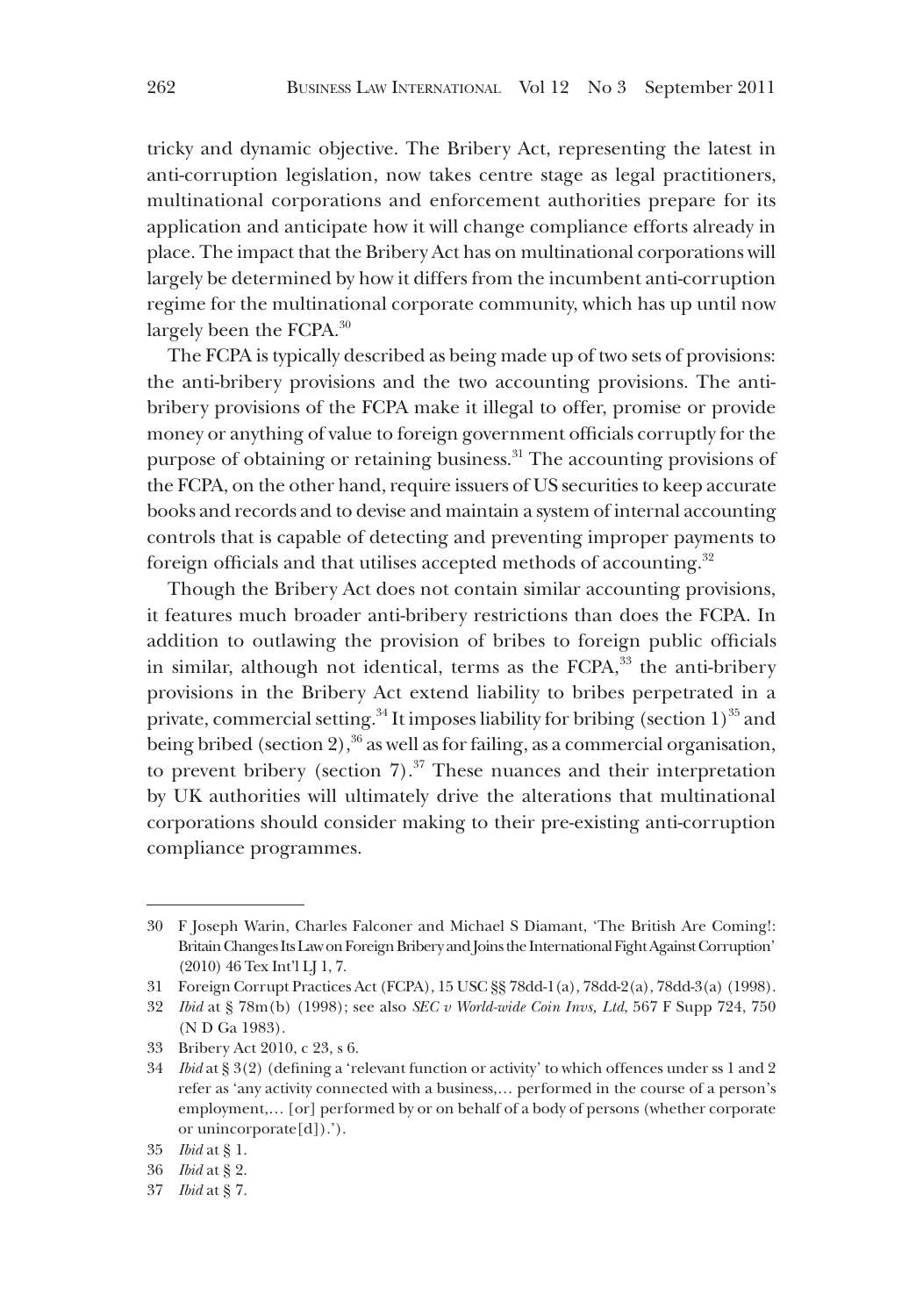tricky and dynamic objective. The Bribery Act, representing the latest in anti-corruption legislation, now takes centre stage as legal practitioners, multinational corporations and enforcement authorities prepare for its application and anticipate how it will change compliance efforts already in place. The impact that the Bribery Act has on multinational corporations will largely be determined by how it differs from the incumbent anti-corruption regime for the multinational corporate community, which has up until now largely been the FCPA.[30]

The FCPA is typically described as being made up of two sets of provisions: the anti-bribery provisions and the two accounting provisions. The anti-bribery provisions of the FCPA make it illegal to offer, promise or provide money or anything of value to foreign government officials corruptly for the purpose of obtaining or retaining business.[31] The accounting provisions of the FCPA, on the other hand, require issuers of US securities to keep accurate books and records and to devise and maintain a system of internal accounting controls that is capable of detecting and preventing improper payments to foreign officials and that utilises accepted methods of accounting.[32]

Though the Bribery Act does not contain similar accounting provisions, it features much broader anti-bribery restrictions than does the FCPA. In addition to outlawing the provision of bribes to foreign public officials in similar, although not identical, terms as the FCPA,[33] the anti-bribery provisions in the Bribery Act extend liability to bribes perpetrated in a private, commercial setting.[34] It imposes liability for bribing (section 1)[35] and being bribed (section 2),[36] as well as for failing, as a commercial organisation, to prevent bribery (section 7).[37] These nuances and their interpretation by UK authorities will ultimately drive the alterations that multinational corporations should consider making to their pre-existing anti-corruption compliance programmes.

---

30 F Joseph Warin, Charles Falconer and Michael S Diamant, 'The British Are Coming!: Britain Changes Its Law on Foreign Bribery and Joins the International Fight Against Corruption' (2010) 46 Tex Int'l LJ 1, 7.

31 Foreign Corrupt Practices Act (FCPA), 15 USC §§ 78dd-1(a), 78dd-2(a), 78dd-3(a) (1998).

32 *Ibid* at § 78m(b) (1998); see also *SEC v World-wide Coin Invs, Ltd*, 567 F Supp 724, 750 (N D Ga 1983).

33 Bribery Act 2010, c 23, s 6.

34 *Ibid* at § 3(2) (defining a 'relevant function or activity' to which offences under ss 1 and 2 refer as 'any activity connected with a business,… performed in the course of a person's employment,… [or] performed by or on behalf of a body of persons (whether corporate or unincorporate[d]).').

35 *Ibid* at § 1.

36 *Ibid* at § 2.

37 *Ibid* at § 7.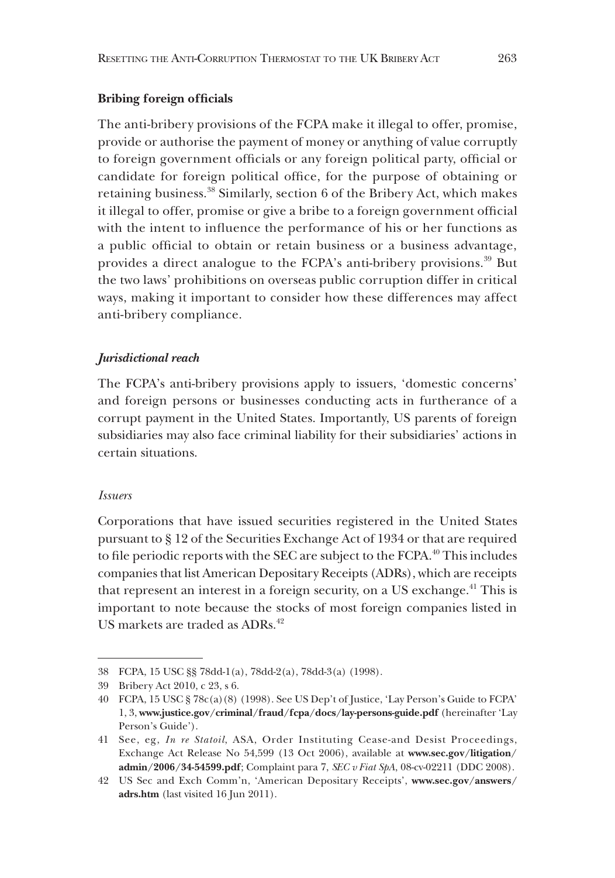**Bribing foreign officials**

The anti-bribery provisions of the FCPA make it illegal to offer, promise, provide or authorise the payment of money or anything of value corruptly to foreign government officials or any foreign political party, official or candidate for foreign political office, for the purpose of obtaining or retaining business.[38] Similarly, section 6 of the Bribery Act, which makes it illegal to offer, promise or give a bribe to a foreign government official with the intent to influence the performance of his or her functions as a public official to obtain or retain business or a business advantage, provides a direct analogue to the FCPA's anti-bribery provisions.[39] But the two laws' prohibitions on overseas public corruption differ in critical ways, making it important to consider how these differences may affect anti-bribery compliance.

***Jurisdictional reach***

The FCPA's anti-bribery provisions apply to issuers, 'domestic concerns' and foreign persons or businesses conducting acts in furtherance of a corrupt payment in the United States. Importantly, US parents of foreign subsidiaries may also face criminal liability for their subsidiaries' actions in certain situations.

*Issuers*

Corporations that have issued securities registered in the United States pursuant to § 12 of the Securities Exchange Act of 1934 or that are required to file periodic reports with the SEC are subject to the FCPA.[40] This includes companies that list American Depositary Receipts (ADRs), which are receipts that represent an interest in a foreign security, on a US exchange.[41] This is important to note because the stocks of most foreign companies listed in US markets are traded as ADRs.[42]

---

38 FCPA, 15 USC §§ 78dd-1(a), 78dd-2(a), 78dd-3(a) (1998).

39 Bribery Act 2010, c 23, s 6.

40 FCPA, 15 USC § 78c(a)(8) (1998). See US Dep't of Justice, 'Lay Person's Guide to FCPA' 1, 3, **www.justice.gov/criminal/fraud/fcpa/docs/lay-persons-guide.pdf** (hereinafter 'Lay Person's Guide').

41 See, eg, *In re Statoil*, ASA, Order Instituting Cease-and Desist Proceedings, Exchange Act Release No 54,599 (13 Oct 2006), available at **www.sec.gov/litigation/admin/2006/34-54599.pdf**; Complaint para 7, *SEC v Fiat SpA*, 08-cv-02211 (DDC 2008).

42 US Sec and Exch Comm'n, 'American Depositary Receipts', **www.sec.gov/answers/adrs.htm** (last visited 16 Jun 2011).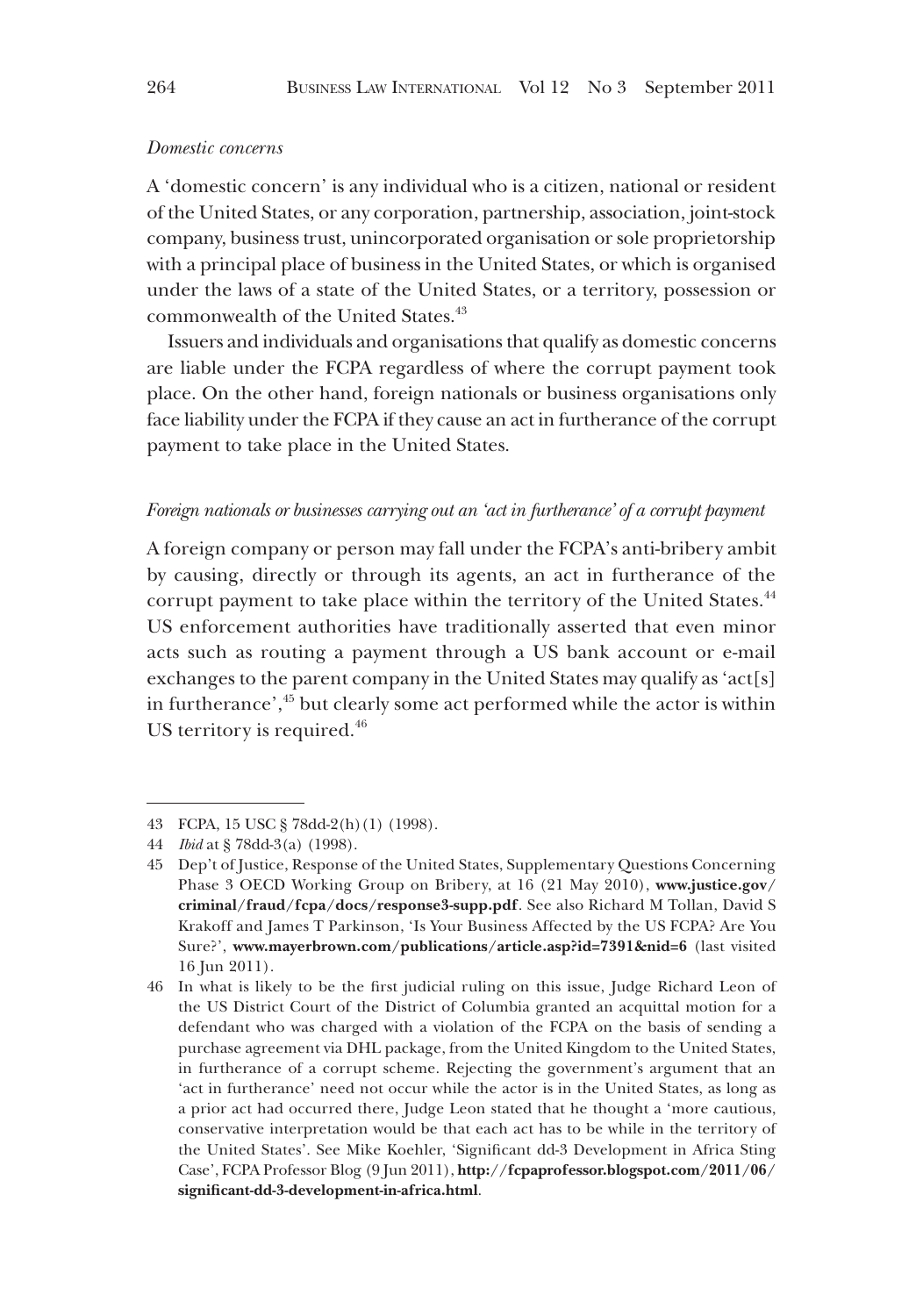*Domestic concerns*

A 'domestic concern' is any individual who is a citizen, national or resident of the United States, or any corporation, partnership, association, joint-stock company, business trust, unincorporated organisation or sole proprietorship with a principal place of business in the United States, or which is organised under the laws of a state of the United States, or a territory, possession or commonwealth of the United States.[43]

Issuers and individuals and organisations that qualify as domestic concerns are liable under the FCPA regardless of where the corrupt payment took place. On the other hand, foreign nationals or business organisations only face liability under the FCPA if they cause an act in furtherance of the corrupt payment to take place in the United States.

*Foreign nationals or businesses carrying out an 'act in furtherance' of a corrupt payment*

A foreign company or person may fall under the FCPA's anti-bribery ambit by causing, directly or through its agents, an act in furtherance of the corrupt payment to take place within the territory of the United States.[44] US enforcement authorities have traditionally asserted that even minor acts such as routing a payment through a US bank account or e-mail exchanges to the parent company in the United States may qualify as 'act[s] in furtherance',[45] but clearly some act performed while the actor is within US territory is required.[46]

---

43 FCPA, 15 USC § 78dd-2(h)(1) (1998).

44 *Ibid* at § 78dd-3(a) (1998).

45 Dep't of Justice, Response of the United States, Supplementary Questions Concerning Phase 3 OECD Working Group on Bribery, at 16 (21 May 2010), **www.justice.gov/criminal/fraud/fcpa/docs/response3-supp.pdf**. See also Richard M Tollan, David S Krakoff and James T Parkinson, 'Is Your Business Affected by the US FCPA? Are You Sure?', **www.mayerbrown.com/publications/article.asp?id=7391&nid=6** (last visited 16 Jun 2011).

46 In what is likely to be the first judicial ruling on this issue, Judge Richard Leon of the US District Court of the District of Columbia granted an acquittal motion for a defendant who was charged with a violation of the FCPA on the basis of sending a purchase agreement via DHL package, from the United Kingdom to the United States, in furtherance of a corrupt scheme. Rejecting the government's argument that an 'act in furtherance' need not occur while the actor is in the United States, as long as a prior act had occurred there, Judge Leon stated that he thought a 'more cautious, conservative interpretation would be that each act has to be while in the territory of the United States'. See Mike Koehler, 'Significant dd-3 Development in Africa Sting Case', FCPA Professor Blog (9 Jun 2011), **http://fcpaprofessor.blogspot.com/2011/06/significant-dd-3-development-in-africa.html**.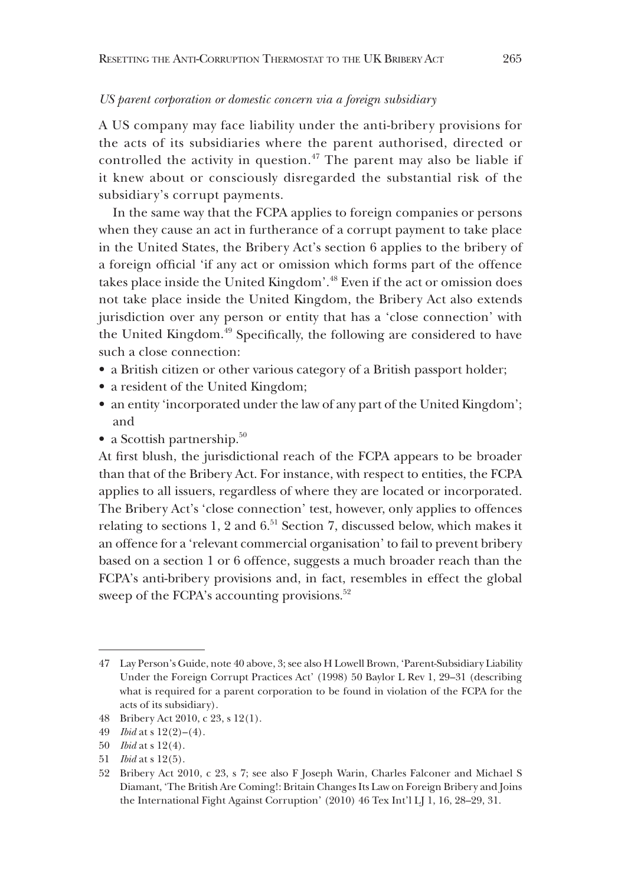*US parent corporation or domestic concern via a foreign subsidiary*

A US company may face liability under the anti-bribery provisions for the acts of its subsidiaries where the parent authorised, directed or controlled the activity in question.[47] The parent may also be liable if it knew about or consciously disregarded the substantial risk of the subsidiary's corrupt payments.

In the same way that the FCPA applies to foreign companies or persons when they cause an act in furtherance of a corrupt payment to take place in the United States, the Bribery Act's section 6 applies to the bribery of a foreign official 'if any act or omission which forms part of the offence takes place inside the United Kingdom'.[48] Even if the act or omission does not take place inside the United Kingdom, the Bribery Act also extends jurisdiction over any person or entity that has a 'close connection' with the United Kingdom.[49] Specifically, the following are considered to have such a close connection:

- a British citizen or other various category of a British passport holder;
- a resident of the United Kingdom;
- an entity 'incorporated under the law of any part of the United Kingdom'; and
- a Scottish partnership.[50]

At first blush, the jurisdictional reach of the FCPA appears to be broader than that of the Bribery Act. For instance, with respect to entities, the FCPA applies to all issuers, regardless of where they are located or incorporated. The Bribery Act's 'close connection' test, however, only applies to offences relating to sections 1, 2 and 6.[51] Section 7, discussed below, which makes it an offence for a 'relevant commercial organisation' to fail to prevent bribery based on a section 1 or 6 offence, suggests a much broader reach than the FCPA's anti-bribery provisions and, in fact, resembles in effect the global sweep of the FCPA's accounting provisions.[52]

---

47 Lay Person's Guide, note 40 above, 3; see also H Lowell Brown, 'Parent-Subsidiary Liability Under the Foreign Corrupt Practices Act' (1998) 50 Baylor L Rev 1, 29–31 (describing what is required for a parent corporation to be found in violation of the FCPA for the acts of its subsidiary).

48 Bribery Act 2010, c 23, s 12(1).

49 *Ibid* at s 12(2)–(4).

50 *Ibid* at s 12(4).

51 *Ibid* at s 12(5).

52 Bribery Act 2010, c 23, s 7; see also F Joseph Warin, Charles Falconer and Michael S Diamant, 'The British Are Coming!: Britain Changes Its Law on Foreign Bribery and Joins the International Fight Against Corruption' (2010) 46 Tex Int'l LJ 1, 16, 28–29, 31.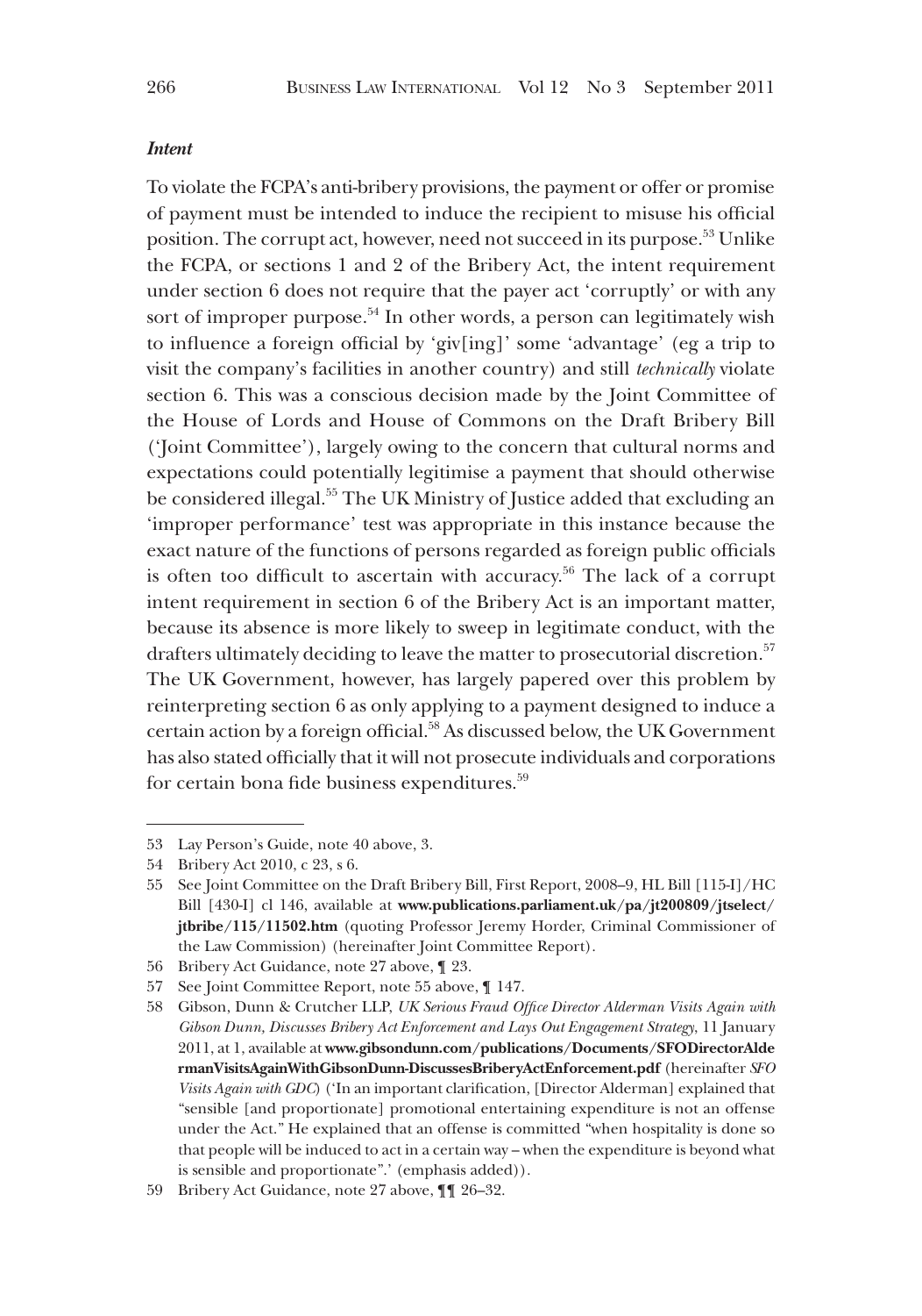***Intent***

To violate the FCPA's anti-bribery provisions, the payment or offer or promise of payment must be intended to induce the recipient to misuse his official position. The corrupt act, however, need not succeed in its purpose.[53] Unlike the FCPA, or sections 1 and 2 of the Bribery Act, the intent requirement under section 6 does not require that the payer act 'corruptly' or with any sort of improper purpose.[54] In other words, a person can legitimately wish to influence a foreign official by 'giv[ing]' some 'advantage' (eg a trip to visit the company's facilities in another country) and still *technically* violate section 6. This was a conscious decision made by the Joint Committee of the House of Lords and House of Commons on the Draft Bribery Bill ('Joint Committee'), largely owing to the concern that cultural norms and expectations could potentially legitimise a payment that should otherwise be considered illegal.[55] The UK Ministry of Justice added that excluding an 'improper performance' test was appropriate in this instance because the exact nature of the functions of persons regarded as foreign public officials is often too difficult to ascertain with accuracy.[56] The lack of a corrupt intent requirement in section 6 of the Bribery Act is an important matter, because its absence is more likely to sweep in legitimate conduct, with the drafters ultimately deciding to leave the matter to prosecutorial discretion.[57] The UK Government, however, has largely papered over this problem by reinterpreting section 6 as only applying to a payment designed to induce a certain action by a foreign official.[58] As discussed below, the UK Government has also stated officially that it will not prosecute individuals and corporations for certain bona fide business expenditures.[59]

---

53 Lay Person's Guide, note 40 above, 3.

54 Bribery Act 2010, c 23, s 6.

55 See Joint Committee on the Draft Bribery Bill, First Report, 2008–9, HL Bill [115-I]/HC Bill [430-I] cl 146, available at **www.publications.parliament.uk/pa/jt200809/jtselect/jtbribe/115/11502.htm** (quoting Professor Jeremy Horder, Criminal Commissioner of the Law Commission) (hereinafter Joint Committee Report).

56 Bribery Act Guidance, note 27 above, ¶ 23.

57 See Joint Committee Report, note 55 above, ¶ 147.

58 Gibson, Dunn & Crutcher LLP, *UK Serious Fraud Office Director Alderman Visits Again with Gibson Dunn, Discusses Bribery Act Enforcement and Lays Out Engagement Strategy*, 11 January 2011, at 1, available at **www.gibsondunn.com/publications/Documents/SFODirectorAldermanVisitsAgainWithGibsonDunn-DiscussesBriberyActEnforcement.pdf** (hereinafter *SFO Visits Again with GDC*) ('In an important clarification, [Director Alderman] explained that "sensible [and proportionate] promotional entertaining expenditure is not an offense under the Act." He explained that an offense is committed "when hospitality is done so that people will be induced to act in a certain way – when the expenditure is beyond what is sensible and proportionate".' (emphasis added)).

59 Bribery Act Guidance, note 27 above, ¶¶ 26–32.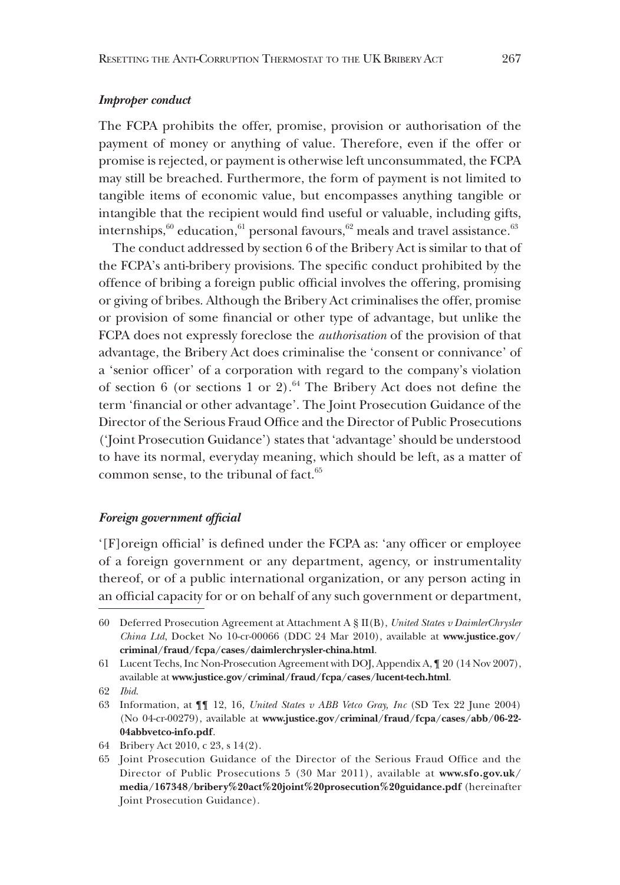### *Improper conduct*

The FCPA prohibits the offer, promise, provision or authorisation of the payment of money or anything of value. Therefore, even if the offer or promise is rejected, or payment is otherwise left unconsummated, the FCPA may still be breached. Furthermore, the form of payment is not limited to tangible items of economic value, but encompasses anything tangible or intangible that the recipient would find useful or valuable, including gifts, internships,[60] education,[61] personal favours,[62] meals and travel assistance.[63]

The conduct addressed by section 6 of the Bribery Act is similar to that of the FCPA's anti-bribery provisions. The specific conduct prohibited by the offence of bribing a foreign public official involves the offering, promising or giving of bribes. Although the Bribery Act criminalises the offer, promise or provision of some financial or other type of advantage, but unlike the FCPA does not expressly foreclose the *authorisation* of the provision of that advantage, the Bribery Act does criminalise the 'consent or connivance' of a 'senior officer' of a corporation with regard to the company's violation of section 6 (or sections 1 or 2).[64] The Bribery Act does not define the term 'financial or other advantage'. The Joint Prosecution Guidance of the Director of the Serious Fraud Office and the Director of Public Prosecutions ('Joint Prosecution Guidance') states that 'advantage' should be understood to have its normal, everyday meaning, which should be left, as a matter of common sense, to the tribunal of fact.[65]

### *Foreign government official*

'[F]oreign official' is defined under the FCPA as: 'any officer or employee of a foreign government or any department, agency, or instrumentality thereof, or of a public international organization, or any person acting in an official capacity for or on behalf of any such government or department,

---

60 Deferred Prosecution Agreement at Attachment A § II(B), *United States v DaimlerChrysler China Ltd*, Docket No 10-cr-00066 (DDC 24 Mar 2010), available at **www.justice.gov/criminal/fraud/fcpa/cases/daimlerchrysler-china.html**.

61 Lucent Techs, Inc Non-Prosecution Agreement with DOJ, Appendix A, ¶ 20 (14 Nov 2007), available at **www.justice.gov/criminal/fraud/fcpa/cases/lucent-tech.html**.

62 *Ibid*.

63 Information, at ¶¶ 12, 16, *United States v ABB Vetco Gray, Inc* (SD Tex 22 June 2004) (No 04-cr-00279), available at **www.justice.gov/criminal/fraud/fcpa/cases/abb/06-22-04abbvetco-info.pdf**.

64 Bribery Act 2010, c 23, s 14(2).

65 Joint Prosecution Guidance of the Director of the Serious Fraud Office and the Director of Public Prosecutions 5 (30 Mar 2011), available at **www.sfo.gov.uk/media/167348/bribery%20act%20joint%20prosecution%20guidance.pdf** (hereinafter Joint Prosecution Guidance).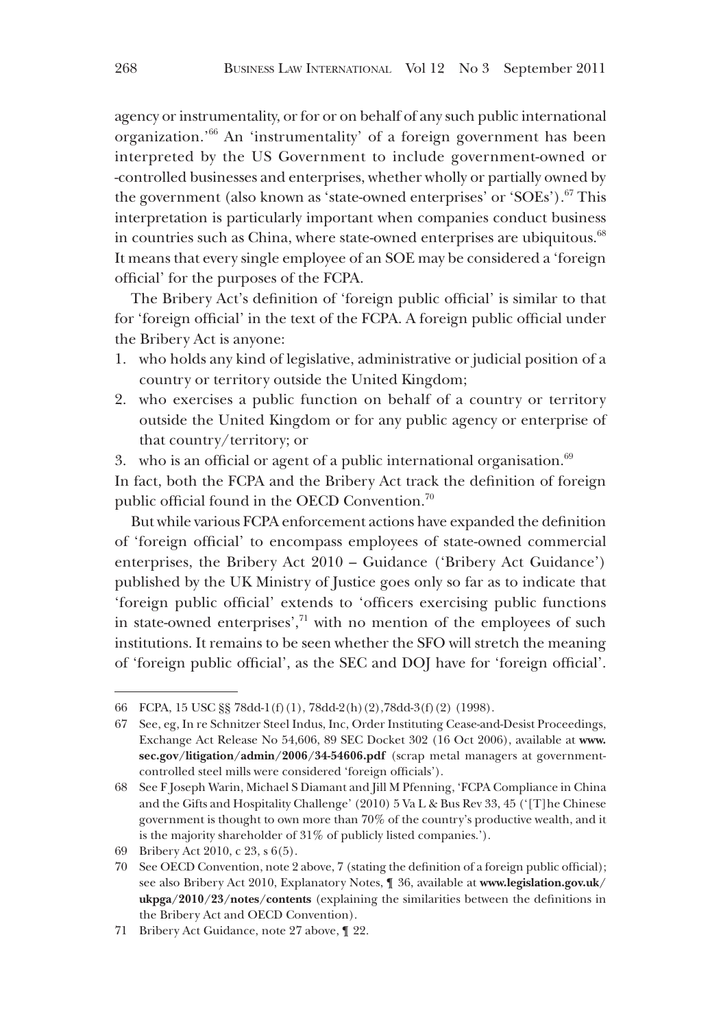agency or instrumentality, or for or on behalf of any such public international organization.'[66] An 'instrumentality' of a foreign government has been interpreted by the US Government to include government-owned or -controlled businesses and enterprises, whether wholly or partially owned by the government (also known as 'state-owned enterprises' or 'SOEs').[67] This interpretation is particularly important when companies conduct business in countries such as China, where state-owned enterprises are ubiquitous.[68] It means that every single employee of an SOE may be considered a 'foreign official' for the purposes of the FCPA.

The Bribery Act's definition of 'foreign public official' is similar to that for 'foreign official' in the text of the FCPA. A foreign public official under the Bribery Act is anyone:

1. who holds any kind of legislative, administrative or judicial position of a country or territory outside the United Kingdom;
2. who exercises a public function on behalf of a country or territory outside the United Kingdom or for any public agency or enterprise of that country/territory; or
3. who is an official or agent of a public international organisation.[69]

In fact, both the FCPA and the Bribery Act track the definition of foreign public official found in the OECD Convention.[70]

But while various FCPA enforcement actions have expanded the definition of 'foreign official' to encompass employees of state-owned commercial enterprises, the Bribery Act 2010 – Guidance ('Bribery Act Guidance') published by the UK Ministry of Justice goes only so far as to indicate that 'foreign public official' extends to 'officers exercising public functions in state-owned enterprises',[71] with no mention of the employees of such institutions. It remains to be seen whether the SFO will stretch the meaning of 'foreign public official', as the SEC and DOJ have for 'foreign official'.

---

66 FCPA, 15 USC §§ 78dd-1(f)(1), 78dd-2(h)(2),78dd-3(f)(2) (1998).

67 See, eg, In re Schnitzer Steel Indus, Inc, Order Instituting Cease-and-Desist Proceedings, Exchange Act Release No 54,606, 89 SEC Docket 302 (16 Oct 2006), available at **www.sec.gov/litigation/admin/2006/34-54606.pdf** (scrap metal managers at government-controlled steel mills were considered 'foreign officials').

68 See F Joseph Warin, Michael S Diamant and Jill M Pfenning, 'FCPA Compliance in China and the Gifts and Hospitality Challenge' (2010) 5 Va L & Bus Rev 33, 45 ('[T]he Chinese government is thought to own more than 70% of the country's productive wealth, and it is the majority shareholder of 31% of publicly listed companies.').

69 Bribery Act 2010, c 23, s 6(5).

70 See OECD Convention, note 2 above, 7 (stating the definition of a foreign public official); see also Bribery Act 2010, Explanatory Notes, ¶ 36, available at **www.legislation.gov.uk/ukpga/2010/23/notes/contents** (explaining the similarities between the definitions in the Bribery Act and OECD Convention).

71 Bribery Act Guidance, note 27 above, ¶ 22.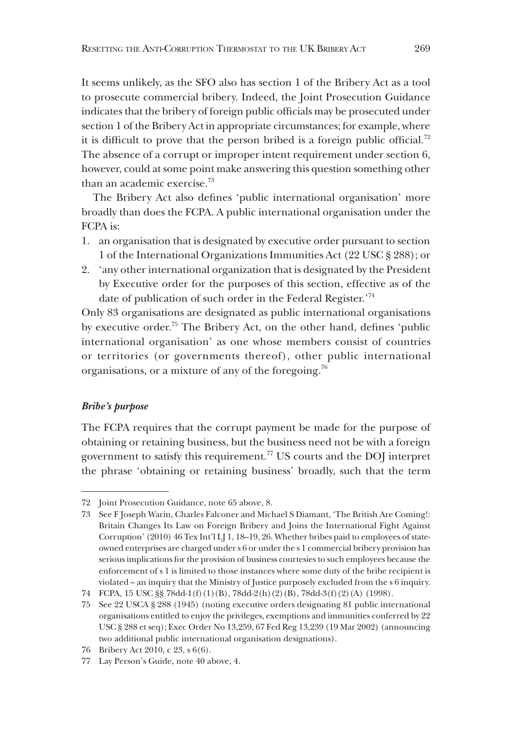It seems unlikely, as the SFO also has section 1 of the Bribery Act as a tool to prosecute commercial bribery. Indeed, the Joint Prosecution Guidance indicates that the bribery of foreign public officials may be prosecuted under section 1 of the Bribery Act in appropriate circumstances; for example, where it is difficult to prove that the person bribed is a foreign public official.[72] The absence of a corrupt or improper intent requirement under section 6, however, could at some point make answering this question something other than an academic exercise.[73]

The Bribery Act also defines 'public international organisation' more broadly than does the FCPA. A public international organisation under the FCPA is:

1. an organisation that is designated by executive order pursuant to section 1 of the International Organizations Immunities Act (22 USC § 288); or
2. 'any other international organization that is designated by the President by Executive order for the purposes of this section, effective as of the date of publication of such order in the Federal Register.'[74]

Only 83 organisations are designated as public international organisations by executive order.[75] The Bribery Act, on the other hand, defines 'public international organisation' as one whose members consist of countries or territories (or governments thereof), other public international organisations, or a mixture of any of the foregoing.[76]

### *Bribe's purpose*

The FCPA requires that the corrupt payment be made for the purpose of obtaining or retaining business, but the business need not be with a foreign government to satisfy this requirement.[77] US courts and the DOJ interpret the phrase 'obtaining or retaining business' broadly, such that the term

---

72 Joint Prosecution Guidance, note 65 above, 8.

73 See F Joseph Warin, Charles Falconer and Michael S Diamant, 'The British Are Coming!: Britain Changes Its Law on Foreign Bribery and Joins the International Fight Against Corruption' (2010) 46 Tex Int'l LJ 1, 18–19, 26. Whether bribes paid to employees of state-owned enterprises are charged under s 6 or under the s 1 commercial bribery provision has serious implications for the provision of business courtesies to such employees because the enforcement of s 1 is limited to those instances where some duty of the bribe recipient is violated – an inquiry that the Ministry of Justice purposely excluded from the s 6 inquiry.

74 FCPA, 15 USC §§ 78dd-1(f)(1)(B), 78dd-2(h)(2)(B), 78dd-3(f)(2)(A) (1998).

75 See 22 USCA § 288 (1945) (noting executive orders designating 81 public international organisations entitled to enjoy the privileges, exemptions and immunities conferred by 22 USC § 288 et seq); Exec Order No 13,259, 67 Fed Reg 13,239 (19 Mar 2002) (announcing two additional public international organisation designations).

76 Bribery Act 2010, c 23, s 6(6).

77 Lay Person's Guide, note 40 above, 4.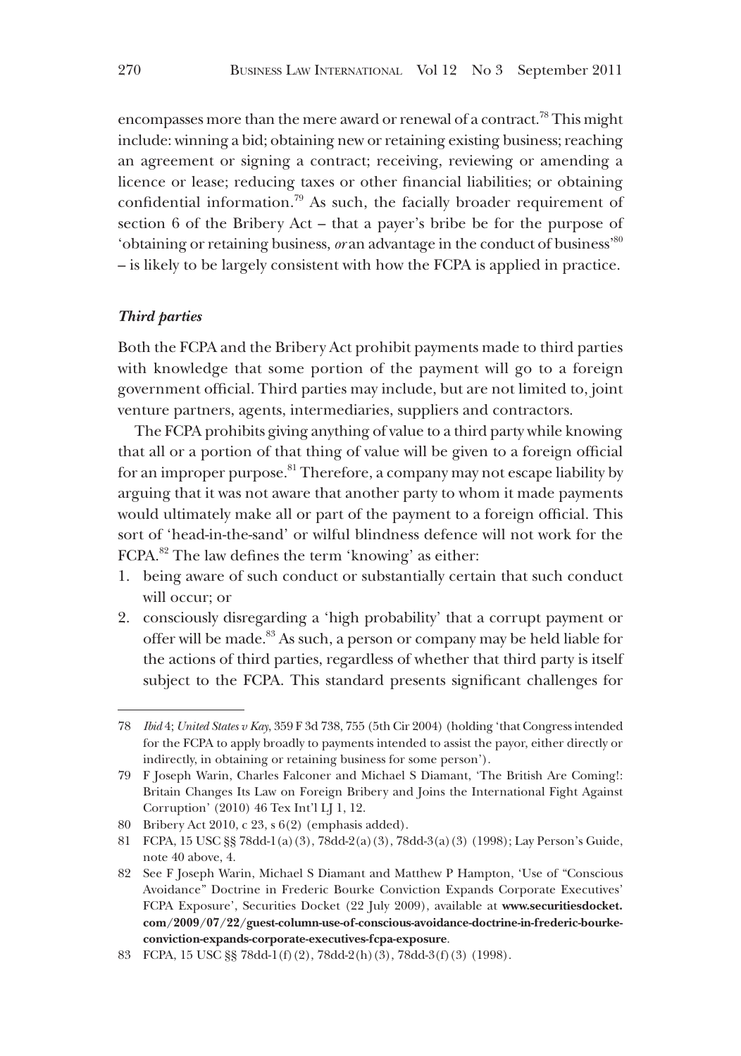encompasses more than the mere award or renewal of a contract.[78] This might include: winning a bid; obtaining new or retaining existing business; reaching an agreement or signing a contract; receiving, reviewing or amending a licence or lease; reducing taxes or other financial liabilities; or obtaining confidential information.[79] As such, the facially broader requirement of section 6 of the Bribery Act – that a payer's bribe be for the purpose of 'obtaining or retaining business, *or* an advantage in the conduct of business'[80] – is likely to be largely consistent with how the FCPA is applied in practice.

### *Third parties*

Both the FCPA and the Bribery Act prohibit payments made to third parties with knowledge that some portion of the payment will go to a foreign government official. Third parties may include, but are not limited to, joint venture partners, agents, intermediaries, suppliers and contractors.

The FCPA prohibits giving anything of value to a third party while knowing that all or a portion of that thing of value will be given to a foreign official for an improper purpose.[81] Therefore, a company may not escape liability by arguing that it was not aware that another party to whom it made payments would ultimately make all or part of the payment to a foreign official. This sort of 'head-in-the-sand' or wilful blindness defence will not work for the FCPA.[82] The law defines the term 'knowing' as either:

1. being aware of such conduct or substantially certain that such conduct will occur; or
2. consciously disregarding a 'high probability' that a corrupt payment or offer will be made.[83] As such, a person or company may be held liable for the actions of third parties, regardless of whether that third party is itself subject to the FCPA. This standard presents significant challenges for

---

78 *Ibid* 4; *United States v Kay*, 359 F 3d 738, 755 (5th Cir 2004) (holding 'that Congress intended for the FCPA to apply broadly to payments intended to assist the payor, either directly or indirectly, in obtaining or retaining business for some person').

79 F Joseph Warin, Charles Falconer and Michael S Diamant, 'The British Are Coming!: Britain Changes Its Law on Foreign Bribery and Joins the International Fight Against Corruption' (2010) 46 Tex Int'l LJ 1, 12.

80 Bribery Act 2010, c 23, s 6(2) (emphasis added).

81 FCPA, 15 USC §§ 78dd-1(a)(3), 78dd-2(a)(3), 78dd-3(a)(3) (1998); Lay Person's Guide, note 40 above, 4.

82 See F Joseph Warin, Michael S Diamant and Matthew P Hampton, 'Use of "Conscious Avoidance" Doctrine in Frederic Bourke Conviction Expands Corporate Executives' FCPA Exposure', Securities Docket (22 July 2009), available at **www.securitiesdocket.com/2009/07/22/guest-column-use-of-conscious-avoidance-doctrine-in-frederic-bourke-conviction-expands-corporate-executives-fcpa-exposure**.

83 FCPA, 15 USC §§ 78dd-1(f)(2), 78dd-2(h)(3), 78dd-3(f)(3) (1998).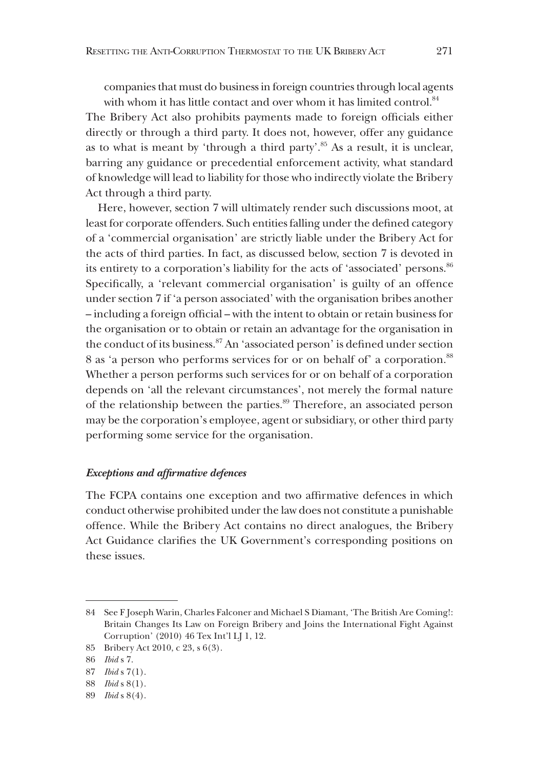companies that must do business in foreign countries through local agents with whom it has little contact and over whom it has limited control.[84]

The Bribery Act also prohibits payments made to foreign officials either directly or through a third party. It does not, however, offer any guidance as to what is meant by 'through a third party'.[85] As a result, it is unclear, barring any guidance or precedential enforcement activity, what standard of knowledge will lead to liability for those who indirectly violate the Bribery Act through a third party.

Here, however, section 7 will ultimately render such discussions moot, at least for corporate offenders. Such entities falling under the defined category of a 'commercial organisation' are strictly liable under the Bribery Act for the acts of third parties. In fact, as discussed below, section 7 is devoted in its entirety to a corporation's liability for the acts of 'associated' persons.[86] Specifically, a 'relevant commercial organisation' is guilty of an offence under section 7 if 'a person associated' with the organisation bribes another – including a foreign official – with the intent to obtain or retain business for the organisation or to obtain or retain an advantage for the organisation in the conduct of its business.[87] An 'associated person' is defined under section 8 as 'a person who performs services for or on behalf of' a corporation.[88] Whether a person performs such services for or on behalf of a corporation depends on 'all the relevant circumstances', not merely the formal nature of the relationship between the parties.[89] Therefore, an associated person may be the corporation's employee, agent or subsidiary, or other third party performing some service for the organisation.

### *Exceptions and affirmative defences*

The FCPA contains one exception and two affirmative defences in which conduct otherwise prohibited under the law does not constitute a punishable offence. While the Bribery Act contains no direct analogues, the Bribery Act Guidance clarifies the UK Government's corresponding positions on these issues.

---

84 See F Joseph Warin, Charles Falconer and Michael S Diamant, 'The British Are Coming!: Britain Changes Its Law on Foreign Bribery and Joins the International Fight Against Corruption' (2010) 46 Tex Int'l LJ 1, 12.

85 Bribery Act 2010, c 23, s 6(3).

86 *Ibid* s 7.

87 *Ibid* s 7(1).

88 *Ibid* s 8(1).

89 *Ibid* s 8(4).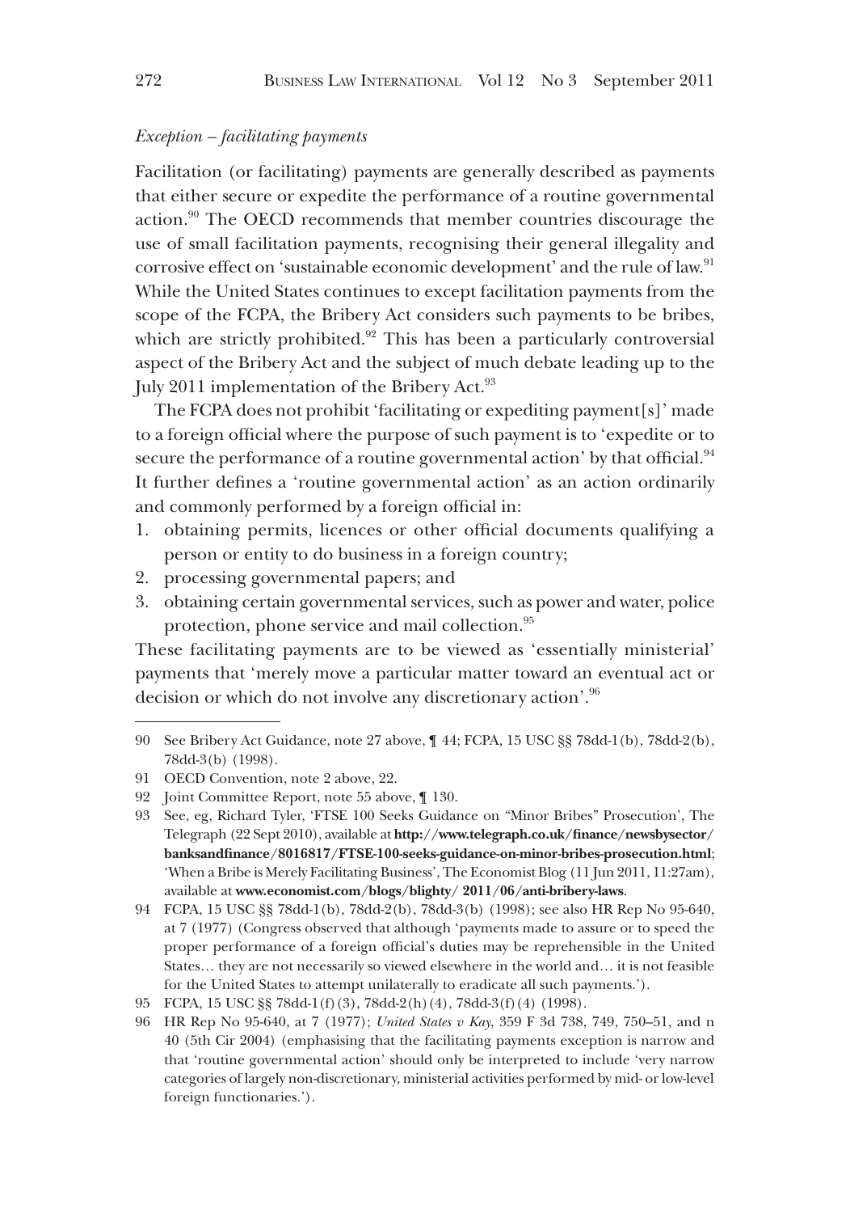*Exception – facilitating payments*

Facilitation (or facilitating) payments are generally described as payments that either secure or expedite the performance of a routine governmental action.[90] The OECD recommends that member countries discourage the use of small facilitation payments, recognising their general illegality and corrosive effect on 'sustainable economic development' and the rule of law.[91] While the United States continues to except facilitation payments from the scope of the FCPA, the Bribery Act considers such payments to be bribes, which are strictly prohibited.[92] This has been a particularly controversial aspect of the Bribery Act and the subject of much debate leading up to the July 2011 implementation of the Bribery Act.[93]

The FCPA does not prohibit 'facilitating or expediting payment[s]' made to a foreign official where the purpose of such payment is to 'expedite or to secure the performance of a routine governmental action' by that official.[94] It further defines a 'routine governmental action' as an action ordinarily and commonly performed by a foreign official in:

1. obtaining permits, licences or other official documents qualifying a person or entity to do business in a foreign country;
2. processing governmental papers; and
3. obtaining certain governmental services, such as power and water, police protection, phone service and mail collection.[95]

These facilitating payments are to be viewed as 'essentially ministerial' payments that 'merely move a particular matter toward an eventual act or decision or which do not involve any discretionary action'.[96]

---

90 See Bribery Act Guidance, note 27 above, ¶ 44; FCPA, 15 USC §§ 78dd-1(b), 78dd-2(b), 78dd-3(b) (1998).

91 OECD Convention, note 2 above, 22.

92 Joint Committee Report, note 55 above, ¶ 130.

93 See, eg, Richard Tyler, 'FTSE 100 Seeks Guidance on "Minor Bribes" Prosecution', The Telegraph (22 Sept 2010), available at **http://www.telegraph.co.uk/finance/newsbysector/banksandfinance/8016817/FTSE-100-seeks-guidance-on-minor-bribes-prosecution.html**; 'When a Bribe is Merely Facilitating Business', The Economist Blog (11 Jun 2011, 11:27am), available at **www.economist.com/blogs/blighty/ 2011/06/anti-bribery-laws**.

94 FCPA, 15 USC §§ 78dd-1(b), 78dd-2(b), 78dd-3(b) (1998); see also HR Rep No 95-640, at 7 (1977) (Congress observed that although 'payments made to assure or to speed the proper performance of a foreign official's duties may be reprehensible in the United States… they are not necessarily so viewed elsewhere in the world and… it is not feasible for the United States to attempt unilaterally to eradicate all such payments.').

95 FCPA, 15 USC §§ 78dd-1(f)(3), 78dd-2(h)(4), 78dd-3(f)(4) (1998).

96 HR Rep No 95-640, at 7 (1977); *United States v Kay*, 359 F 3d 738, 749, 750–51, and n 40 (5th Cir 2004) (emphasising that the facilitating payments exception is narrow and that 'routine governmental action' should only be interpreted to include 'very narrow categories of largely non-discretionary, ministerial activities performed by mid- or low-level foreign functionaries.').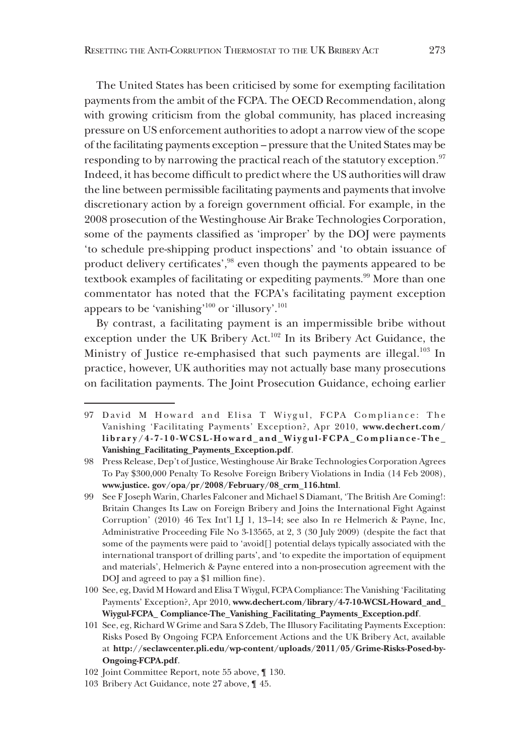The United States has been criticised by some for exempting facilitation payments from the ambit of the FCPA. The OECD Recommendation, along with growing criticism from the global community, has placed increasing pressure on US enforcement authorities to adopt a narrow view of the scope of the facilitating payments exception – pressure that the United States may be responding to by narrowing the practical reach of the statutory exception.[97] Indeed, it has become difficult to predict where the US authorities will draw the line between permissible facilitating payments and payments that involve discretionary action by a foreign government official. For example, in the 2008 prosecution of the Westinghouse Air Brake Technologies Corporation, some of the payments classified as 'improper' by the DOJ were payments 'to schedule pre-shipping product inspections' and 'to obtain issuance of product delivery certificates',[98] even though the payments appeared to be textbook examples of facilitating or expediting payments.[99] More than one commentator has noted that the FCPA's facilitating payment exception appears to be 'vanishing'[100] or 'illusory'.[101]

By contrast, a facilitating payment is an impermissible bribe without exception under the UK Bribery Act.[102] In its Bribery Act Guidance, the Ministry of Justice re-emphasised that such payments are illegal.[103] In practice, however, UK authorities may not actually base many prosecutions on facilitation payments. The Joint Prosecution Guidance, echoing earlier

---

97 David M Howard and Elisa T Wiygul, FCPA Compliance: The Vanishing 'Facilitating Payments' Exception?, Apr 2010, **www.dechert.com/library/4-7-10-WCSL-Howard_and_Wiygul-FCPA_Compliance-The_Vanishing_Facilitating_Payments_Exception.pdf**.

98 Press Release, Dep't of Justice, Westinghouse Air Brake Technologies Corporation Agrees To Pay $300,000 Penalty To Resolve Foreign Bribery Violations in India (14 Feb 2008), **www.justice. gov/opa/pr/2008/February/08_crm_116.html**.

99 See F Joseph Warin, Charles Falconer and Michael S Diamant, 'The British Are Coming!: Britain Changes Its Law on Foreign Bribery and Joins the International Fight Against Corruption' (2010) 46 Tex Int'l LJ 1, 13–14; see also In re Helmerich & Payne, Inc, Administrative Proceeding File No 3-13565, at 2, 3 (30 July 2009) (despite the fact that some of the payments were paid to 'avoid[] potential delays typically associated with the international transport of drilling parts', and 'to expedite the importation of equipment and materials', Helmerich & Payne entered into a non-prosecution agreement with the DOJ and agreed to pay a $1 million fine).

100 See, eg, David M Howard and Elisa T Wiygul, FCPA Compliance: The Vanishing 'Facilitating Payments' Exception?, Apr 2010, **www.dechert.com/library/4-7-10-WCSL-Howard_and_Wiygul-FCPA_ Compliance-The_Vanishing_Facilitating_Payments_Exception.pdf**.

101 See, eg, Richard W Grime and Sara S Zdeb, The Illusory Facilitating Payments Exception: Risks Posed By Ongoing FCPA Enforcement Actions and the UK Bribery Act, available at **http://seclawcenter.pli.edu/wp-content/uploads/2011/05/Grime-Risks-Posed-by-Ongoing-FCPA.pdf**.

102 Joint Committee Report, note 55 above, ¶ 130.

103 Bribery Act Guidance, note 27 above, ¶ 45.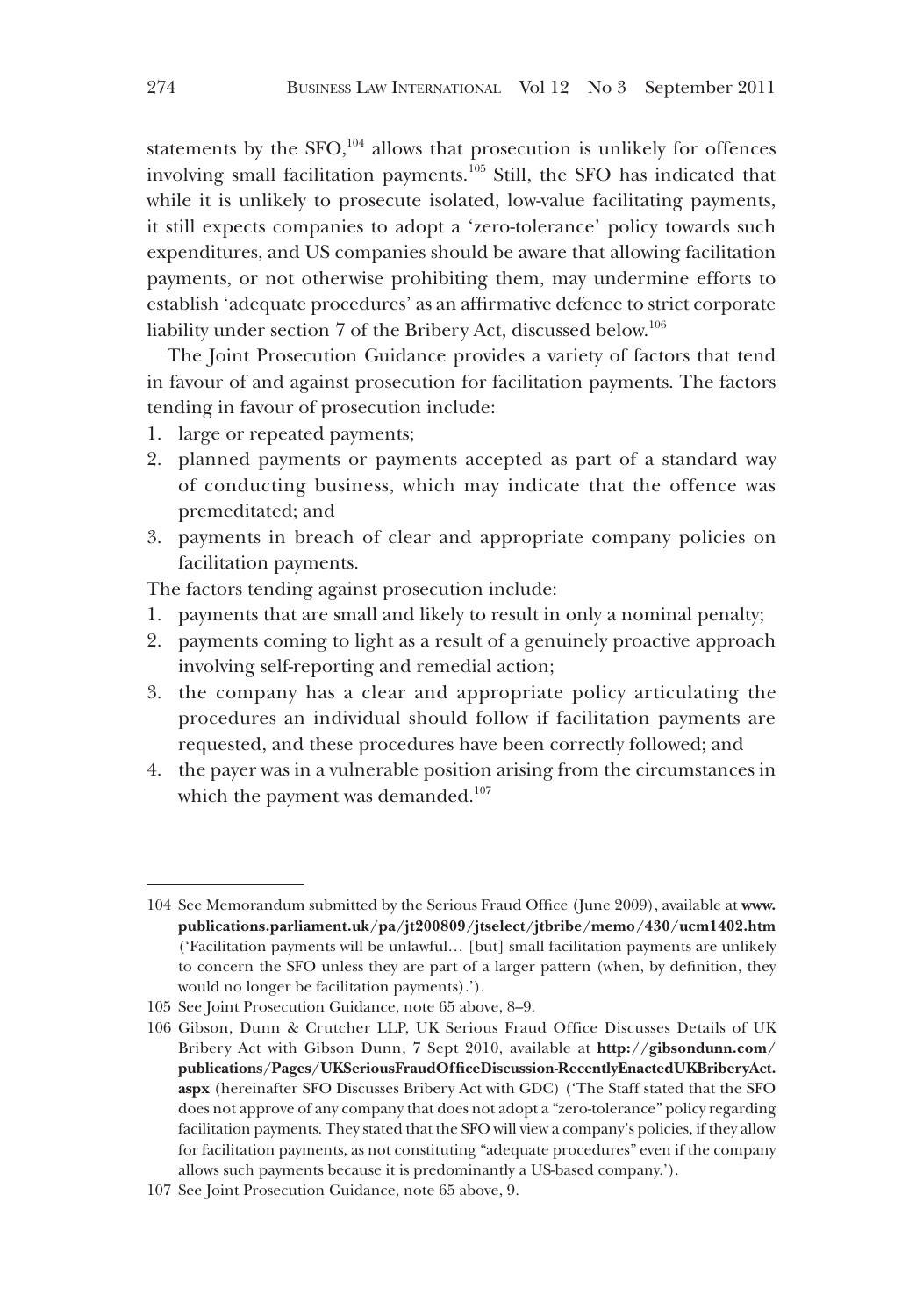statements by the SFO,[104] allows that prosecution is unlikely for offences involving small facilitation payments.[105] Still, the SFO has indicated that while it is unlikely to prosecute isolated, low-value facilitating payments, it still expects companies to adopt a 'zero-tolerance' policy towards such expenditures, and US companies should be aware that allowing facilitation payments, or not otherwise prohibiting them, may undermine efforts to establish 'adequate procedures' as an affirmative defence to strict corporate liability under section 7 of the Bribery Act, discussed below.[106]

The Joint Prosecution Guidance provides a variety of factors that tend in favour of and against prosecution for facilitation payments. The factors tending in favour of prosecution include:

1. large or repeated payments;
2. planned payments or payments accepted as part of a standard way of conducting business, which may indicate that the offence was premeditated; and
3. payments in breach of clear and appropriate company policies on facilitation payments.

The factors tending against prosecution include:

1. payments that are small and likely to result in only a nominal penalty;
2. payments coming to light as a result of a genuinely proactive approach involving self-reporting and remedial action;
3. the company has a clear and appropriate policy articulating the procedures an individual should follow if facilitation payments are requested, and these procedures have been correctly followed; and
4. the payer was in a vulnerable position arising from the circumstances in which the payment was demanded.[107]

---

104 See Memorandum submitted by the Serious Fraud Office (June 2009), available at **www.publications.parliament.uk/pa/jt200809/jtselect/jtbribe/memo/430/ucm1402.htm** ('Facilitation payments will be unlawful… [but] small facilitation payments are unlikely to concern the SFO unless they are part of a larger pattern (when, by definition, they would no longer be facilitation payments).').

105 See Joint Prosecution Guidance, note 65 above, 8–9.

106 Gibson, Dunn & Crutcher LLP, UK Serious Fraud Office Discusses Details of UK Bribery Act with Gibson Dunn, 7 Sept 2010, available at **http://gibsondunn.com/publications/Pages/UKSeriousFraudOfficeDiscussion-RecentlyEnactedUKBriberyAct.aspx** (hereinafter SFO Discusses Bribery Act with GDC) ('The Staff stated that the SFO does not approve of any company that does not adopt a "zero-tolerance" policy regarding facilitation payments. They stated that the SFO will view a company's policies, if they allow for facilitation payments, as not constituting "adequate procedures" even if the company allows such payments because it is predominantly a US-based company.').

107 See Joint Prosecution Guidance, note 65 above, 9.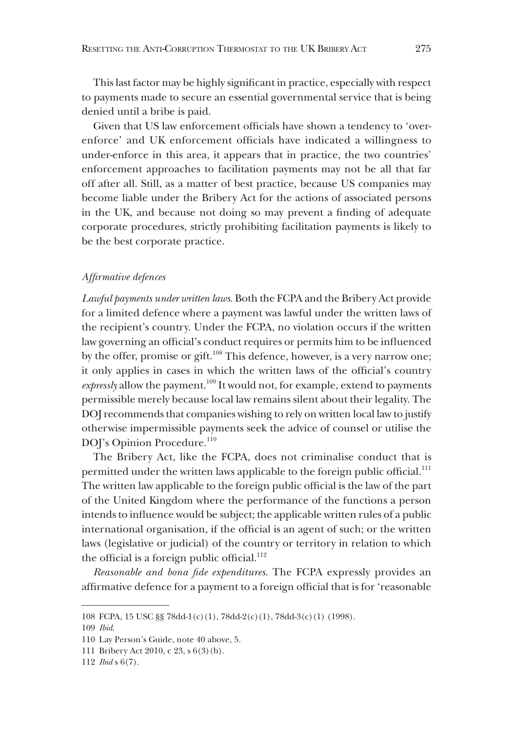This last factor may be highly significant in practice, especially with respect to payments made to secure an essential governmental service that is being denied until a bribe is paid.

Given that US law enforcement officials have shown a tendency to 'over-enforce' and UK enforcement officials have indicated a willingness to under-enforce in this area, it appears that in practice, the two countries' enforcement approaches to facilitation payments may not be all that far off after all. Still, as a matter of best practice, because US companies may become liable under the Bribery Act for the actions of associated persons in the UK, and because not doing so may prevent a finding of adequate corporate procedures, strictly prohibiting facilitation payments is likely to be the best corporate practice.

### *Affirmative defences*

*Lawful payments under written laws*. Both the FCPA and the Bribery Act provide for a limited defence where a payment was lawful under the written laws of the recipient's country. Under the FCPA, no violation occurs if the written law governing an official's conduct requires or permits him to be influenced by the offer, promise or gift.[108] This defence, however, is a very narrow one; it only applies in cases in which the written laws of the official's country *expressly* allow the payment.[109] It would not, for example, extend to payments permissible merely because local law remains silent about their legality. The DOJ recommends that companies wishing to rely on written local law to justify otherwise impermissible payments seek the advice of counsel or utilise the DOJ's Opinion Procedure.[110]

The Bribery Act, like the FCPA, does not criminalise conduct that is permitted under the written laws applicable to the foreign public official.[111] The written law applicable to the foreign public official is the law of the part of the United Kingdom where the performance of the functions a person intends to influence would be subject; the applicable written rules of a public international organisation, if the official is an agent of such; or the written laws (legislative or judicial) of the country or territory in relation to which the official is a foreign public official.[112]

*Reasonable and bona fide expenditures*. The FCPA expressly provides an affirmative defence for a payment to a foreign official that is for 'reasonable

---

108 FCPA, 15 USC §§ 78dd-1(c)(1), 78dd-2(c)(1), 78dd-3(c)(1) (1998).

109 *Ibid*.

110 Lay Person's Guide, note 40 above, 5.

111 Bribery Act 2010, c 23, s 6(3)(b).

112 *Ibid* s 6(7).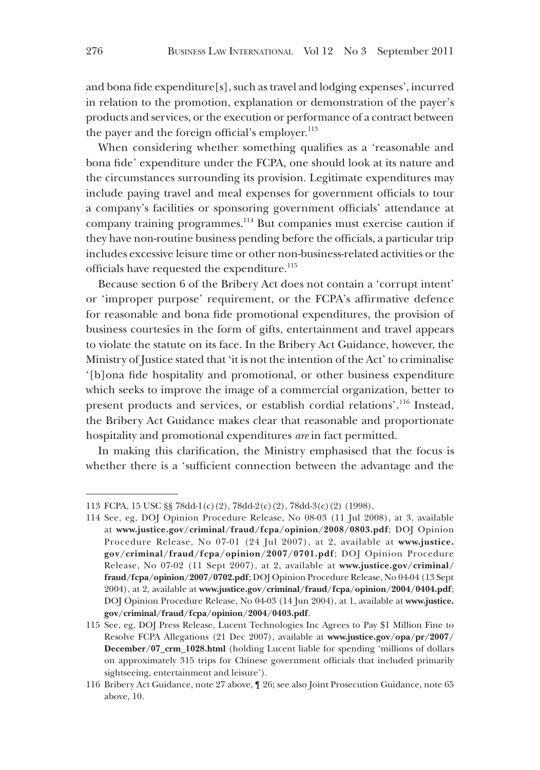and bona fide expenditure[s], such as travel and lodging expenses', incurred in relation to the promotion, explanation or demonstration of the payer's products and services, or the execution or performance of a contract between the payer and the foreign official's employer.[113]

When considering whether something qualifies as a 'reasonable and bona fide' expenditure under the FCPA, one should look at its nature and the circumstances surrounding its provision. Legitimate expenditures may include paying travel and meal expenses for government officials to tour a company's facilities or sponsoring government officials' attendance at company training programmes.[114] But companies must exercise caution if they have non-routine business pending before the officials, a particular trip includes excessive leisure time or other non-business-related activities or the officials have requested the expenditure.[115]

Because section 6 of the Bribery Act does not contain a 'corrupt intent' or 'improper purpose' requirement, or the FCPA's affirmative defence for reasonable and bona fide promotional expenditures, the provision of business courtesies in the form of gifts, entertainment and travel appears to violate the statute on its face. In the Bribery Act Guidance, however, the Ministry of Justice stated that 'it is not the intention of the Act' to criminalise '[b]ona fide hospitality and promotional, or other business expenditure which seeks to improve the image of a commercial organization, better to present products and services, or establish cordial relations'.[116] Instead, the Bribery Act Guidance makes clear that reasonable and proportionate hospitality and promotional expenditures *are* in fact permitted.

In making this clarification, the Ministry emphasised that the focus is whether there is a 'sufficient connection between the advantage and the

---

113 FCPA, 15 USC §§ 78dd-1(c)(2), 78dd-2(c)(2), 78dd-3(c)(2) (1998).

114 See, eg, DOJ Opinion Procedure Release, No 08-03 (11 Jul 2008), at 3, available at **www.justice.gov/criminal/fraud/fcpa/opinion/2008/0803.pdf**; DOJ Opinion Procedure Release, No 07-01 (24 Jul 2007), at 2, available at **www.justice.gov/criminal/fraud/fcpa/opinion/2007/0701.pdf**; DOJ Opinion Procedure Release, No 07-02 (11 Sept 2007), at 2, available at **www.justice.gov/criminal/fraud/fcpa/opinion/2007/0702.pdf**; DOJ Opinion Procedure Release, No 04-04 (13 Sept 2004), at 2, available at **www.justice.gov/criminal/fraud/fcpa/opinion/2004/0404.pdf**; DOJ Opinion Procedure Release, No 04-03 (14 Jun 2004), at 1, available at **www.justice.gov/criminal/fraud/fcpa/opinion/2004/0403.pdf**.

115 See, eg, DOJ Press Release, Lucent Technologies Inc Agrees to Pay $1 Million Fine to Resolve FCPA Allegations (21 Dec 2007), available at **www.justice.gov/opa/pr/2007/December/07_crm_1028.html** (holding Lucent liable for spending 'millions of dollars on approximately 315 trips for Chinese government officials that included primarily sightseeing, entertainment and leisure').

116 Bribery Act Guidance, note 27 above, ¶ 26; see also Joint Prosecution Guidance, note 65 above, 10.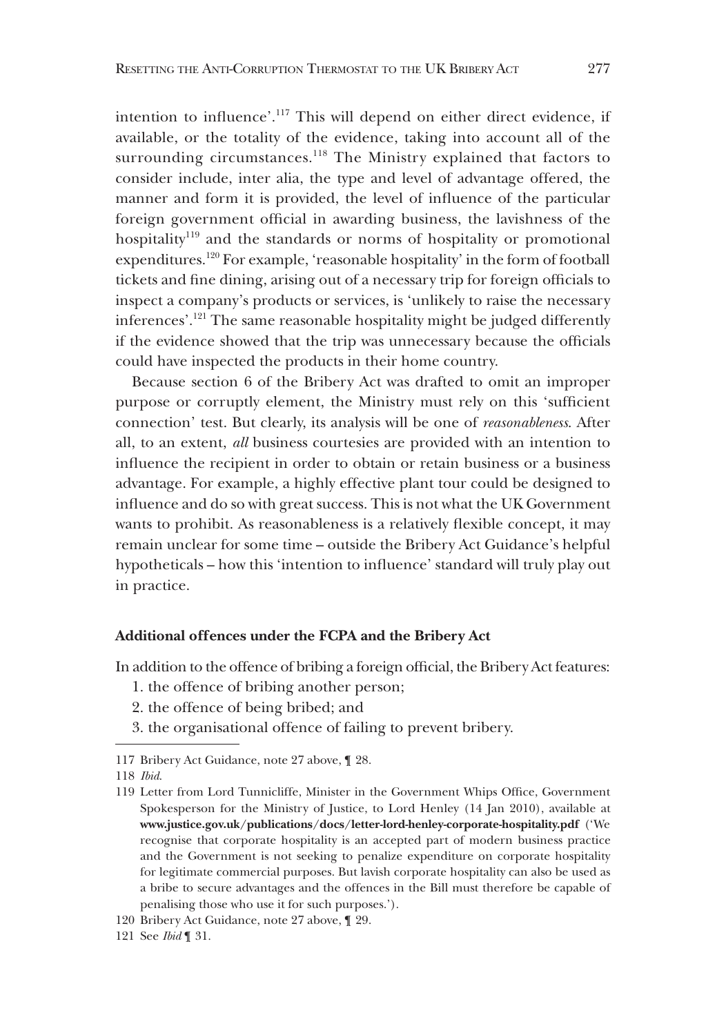intention to influence'.[117] This will depend on either direct evidence, if available, or the totality of the evidence, taking into account all of the surrounding circumstances.[118] The Ministry explained that factors to consider include, inter alia, the type and level of advantage offered, the manner and form it is provided, the level of influence of the particular foreign government official in awarding business, the lavishness of the hospitality[119] and the standards or norms of hospitality or promotional expenditures.[120] For example, 'reasonable hospitality' in the form of football tickets and fine dining, arising out of a necessary trip for foreign officials to inspect a company's products or services, is 'unlikely to raise the necessary inferences'.[121] The same reasonable hospitality might be judged differently if the evidence showed that the trip was unnecessary because the officials could have inspected the products in their home country.

Because section 6 of the Bribery Act was drafted to omit an improper purpose or corruptly element, the Ministry must rely on this 'sufficient connection' test. But clearly, its analysis will be one of *reasonableness*. After all, to an extent, *all* business courtesies are provided with an intention to influence the recipient in order to obtain or retain business or a business advantage. For example, a highly effective plant tour could be designed to influence and do so with great success. This is not what the UK Government wants to prohibit. As reasonableness is a relatively flexible concept, it may remain unclear for some time – outside the Bribery Act Guidance's helpful hypotheticals – how this 'intention to influence' standard will truly play out in practice.

### Additional offences under the FCPA and the Bribery Act

In addition to the offence of bribing a foreign official, the Bribery Act features:

1. the offence of bribing another person;
2. the offence of being bribed; and
3. the organisational offence of failing to prevent bribery.

---

117 Bribery Act Guidance, note 27 above, ¶ 28.

118 *Ibid*.

119 Letter from Lord Tunnicliffe, Minister in the Government Whips Office, Government Spokesperson for the Ministry of Justice, to Lord Henley (14 Jan 2010), available at **www.justice.gov.uk/publications/docs/letter-lord-henley-corporate-hospitality.pdf** ('We recognise that corporate hospitality is an accepted part of modern business practice and the Government is not seeking to penalize expenditure on corporate hospitality for legitimate commercial purposes. But lavish corporate hospitality can also be used as a bribe to secure advantages and the offences in the Bill must therefore be capable of penalising those who use it for such purposes.').

120 Bribery Act Guidance, note 27 above, ¶ 29.

121 See *Ibid* ¶ 31.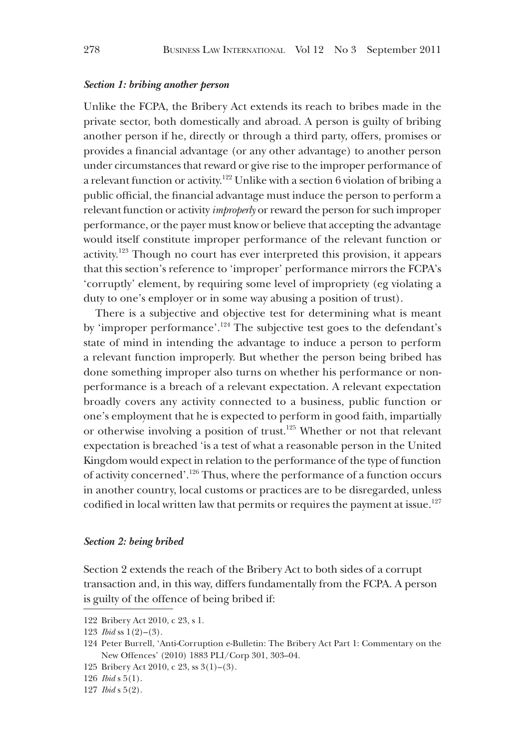### *Section 1: bribing another person*

Unlike the FCPA, the Bribery Act extends its reach to bribes made in the private sector, both domestically and abroad. A person is guilty of bribing another person if he, directly or through a third party, offers, promises or provides a financial advantage (or any other advantage) to another person under circumstances that reward or give rise to the improper performance of a relevant function or activity.[122] Unlike with a section 6 violation of bribing a public official, the financial advantage must induce the person to perform a relevant function or activity *improperly* or reward the person for such improper performance, or the payer must know or believe that accepting the advantage would itself constitute improper performance of the relevant function or activity.[123] Though no court has ever interpreted this provision, it appears that this section's reference to 'improper' performance mirrors the FCPA's 'corruptly' element, by requiring some level of impropriety (eg violating a duty to one's employer or in some way abusing a position of trust).

There is a subjective and objective test for determining what is meant by 'improper performance'.[124] The subjective test goes to the defendant's state of mind in intending the advantage to induce a person to perform a relevant function improperly. But whether the person being bribed has done something improper also turns on whether his performance or non-performance is a breach of a relevant expectation. A relevant expectation broadly covers any activity connected to a business, public function or one's employment that he is expected to perform in good faith, impartially or otherwise involving a position of trust.[125] Whether or not that relevant expectation is breached 'is a test of what a reasonable person in the United Kingdom would expect in relation to the performance of the type of function of activity concerned'.[126] Thus, where the performance of a function occurs in another country, local customs or practices are to be disregarded, unless codified in local written law that permits or requires the payment at issue.[127]

### *Section 2: being bribed*

Section 2 extends the reach of the Bribery Act to both sides of a corrupt transaction and, in this way, differs fundamentally from the FCPA. A person is guilty of the offence of being bribed if:

---

122 Bribery Act 2010, c 23, s 1.

123 *Ibid* ss 1(2)–(3).

124 Peter Burrell, 'Anti-Corruption e-Bulletin: The Bribery Act Part 1: Commentary on the New Offences' (2010) 1883 PLI/Corp 301, 303–04.

125 Bribery Act 2010, c 23, ss 3(1)–(3).

126 *Ibid* s 5(1).

127 *Ibid* s 5(2).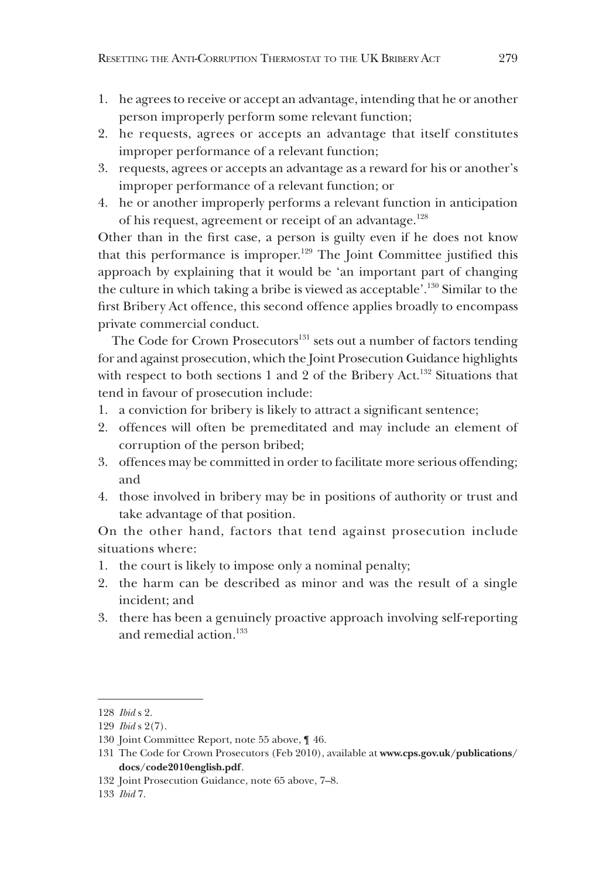1. he agrees to receive or accept an advantage, intending that he or another person improperly perform some relevant function;
2. he requests, agrees or accepts an advantage that itself constitutes improper performance of a relevant function;
3. requests, agrees or accepts an advantage as a reward for his or another's improper performance of a relevant function; or
4. he or another improperly performs a relevant function in anticipation of his request, agreement or receipt of an advantage.[128]

Other than in the first case, a person is guilty even if he does not know that this performance is improper.[129] The Joint Committee justified this approach by explaining that it would be 'an important part of changing the culture in which taking a bribe is viewed as acceptable'.[130] Similar to the first Bribery Act offence, this second offence applies broadly to encompass private commercial conduct.

The Code for Crown Prosecutors[131] sets out a number of factors tending for and against prosecution, which the Joint Prosecution Guidance highlights with respect to both sections 1 and 2 of the Bribery Act.[132] Situations that tend in favour of prosecution include:

1. a conviction for bribery is likely to attract a significant sentence;
2. offences will often be premeditated and may include an element of corruption of the person bribed;
3. offences may be committed in order to facilitate more serious offending; and
4. those involved in bribery may be in positions of authority or trust and take advantage of that position.

On the other hand, factors that tend against prosecution include situations where:

1. the court is likely to impose only a nominal penalty;
2. the harm can be described as minor and was the result of a single incident; and
3. there has been a genuinely proactive approach involving self-reporting and remedial action.[133]

---

128 *Ibid* s 2.

129 *Ibid* s 2(7).

130 Joint Committee Report, note 55 above, ¶ 46.

131 The Code for Crown Prosecutors (Feb 2010), available at **www.cps.gov.uk/publications/docs/code2010english.pdf**.

132 Joint Prosecution Guidance, note 65 above, 7–8.

133 *Ibid* 7.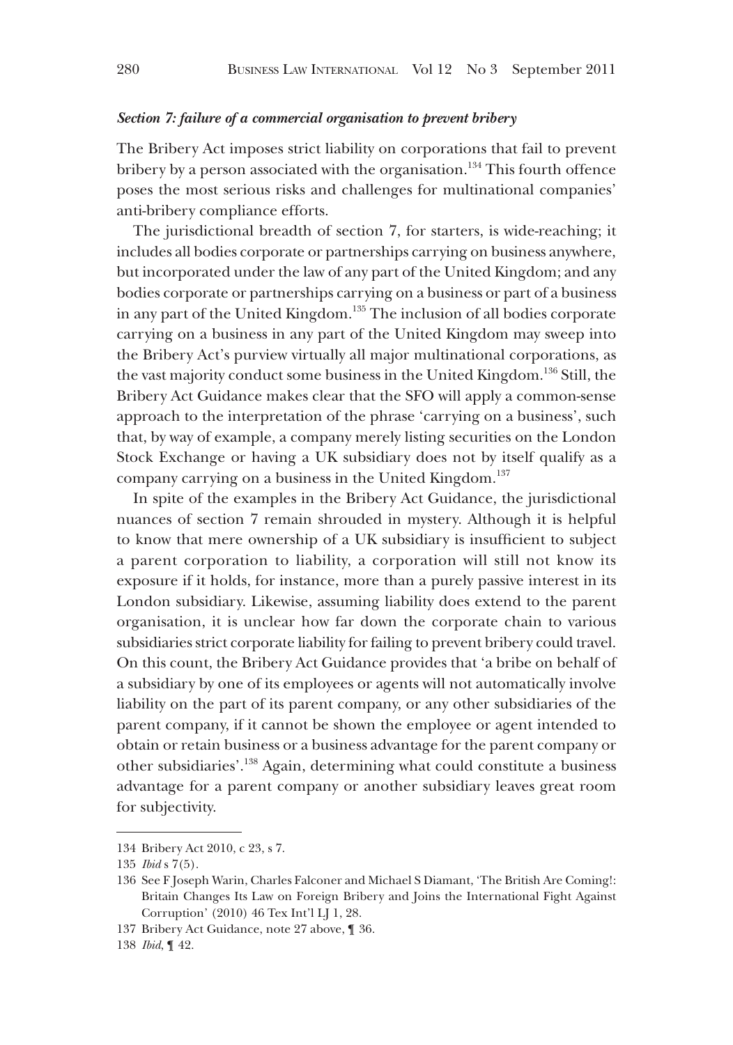### *Section 7: failure of a commercial organisation to prevent bribery*

The Bribery Act imposes strict liability on corporations that fail to prevent bribery by a person associated with the organisation.[134] This fourth offence poses the most serious risks and challenges for multinational companies' anti-bribery compliance efforts.

The jurisdictional breadth of section 7, for starters, is wide-reaching; it includes all bodies corporate or partnerships carrying on business anywhere, but incorporated under the law of any part of the United Kingdom; and any bodies corporate or partnerships carrying on a business or part of a business in any part of the United Kingdom.[135] The inclusion of all bodies corporate carrying on a business in any part of the United Kingdom may sweep into the Bribery Act's purview virtually all major multinational corporations, as the vast majority conduct some business in the United Kingdom.[136] Still, the Bribery Act Guidance makes clear that the SFO will apply a common-sense approach to the interpretation of the phrase 'carrying on a business', such that, by way of example, a company merely listing securities on the London Stock Exchange or having a UK subsidiary does not by itself qualify as a company carrying on a business in the United Kingdom.[137]

In spite of the examples in the Bribery Act Guidance, the jurisdictional nuances of section 7 remain shrouded in mystery. Although it is helpful to know that mere ownership of a UK subsidiary is insufficient to subject a parent corporation to liability, a corporation will still not know its exposure if it holds, for instance, more than a purely passive interest in its London subsidiary. Likewise, assuming liability does extend to the parent organisation, it is unclear how far down the corporate chain to various subsidiaries strict corporate liability for failing to prevent bribery could travel. On this count, the Bribery Act Guidance provides that 'a bribe on behalf of a subsidiary by one of its employees or agents will not automatically involve liability on the part of its parent company, or any other subsidiaries of the parent company, if it cannot be shown the employee or agent intended to obtain or retain business or a business advantage for the parent company or other subsidiaries'.[138] Again, determining what could constitute a business advantage for a parent company or another subsidiary leaves great room for subjectivity.

---

134 Bribery Act 2010, c 23, s 7.

135 *Ibid* s 7(5).

136 See F Joseph Warin, Charles Falconer and Michael S Diamant, 'The British Are Coming!: Britain Changes Its Law on Foreign Bribery and Joins the International Fight Against Corruption' (2010) 46 Tex Int'l LJ 1, 28.

137 Bribery Act Guidance, note 27 above, ¶ 36.

138 *Ibid*, ¶ 42.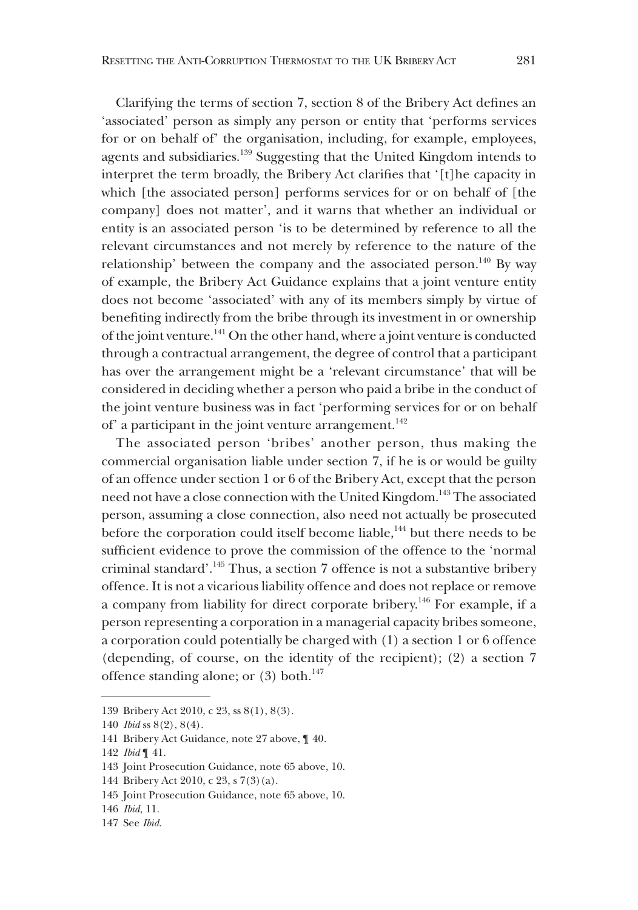Clarifying the terms of section 7, section 8 of the Bribery Act defines an 'associated' person as simply any person or entity that 'performs services for or on behalf of' the organisation, including, for example, employees, agents and subsidiaries.[139] Suggesting that the United Kingdom intends to interpret the term broadly, the Bribery Act clarifies that '[t]he capacity in which [the associated person] performs services for or on behalf of [the company] does not matter', and it warns that whether an individual or entity is an associated person 'is to be determined by reference to all the relevant circumstances and not merely by reference to the nature of the relationship' between the company and the associated person.[140] By way of example, the Bribery Act Guidance explains that a joint venture entity does not become 'associated' with any of its members simply by virtue of benefiting indirectly from the bribe through its investment in or ownership of the joint venture.[141] On the other hand, where a joint venture is conducted through a contractual arrangement, the degree of control that a participant has over the arrangement might be a 'relevant circumstance' that will be considered in deciding whether a person who paid a bribe in the conduct of the joint venture business was in fact 'performing services for or on behalf of' a participant in the joint venture arrangement.[142]

The associated person 'bribes' another person, thus making the commercial organisation liable under section 7, if he is or would be guilty of an offence under section 1 or 6 of the Bribery Act, except that the person need not have a close connection with the United Kingdom.[143] The associated person, assuming a close connection, also need not actually be prosecuted before the corporation could itself become liable,[144] but there needs to be sufficient evidence to prove the commission of the offence to the 'normal criminal standard'.[145] Thus, a section 7 offence is not a substantive bribery offence. It is not a vicarious liability offence and does not replace or remove a company from liability for direct corporate bribery.[146] For example, if a person representing a corporation in a managerial capacity bribes someone, a corporation could potentially be charged with (1) a section 1 or 6 offence (depending, of course, on the identity of the recipient); (2) a section 7 offence standing alone; or (3) both.[147]

---

139 Bribery Act 2010, c 23, ss 8(1), 8(3).

140 *Ibid* ss 8(2), 8(4).

141 Bribery Act Guidance, note 27 above, ¶ 40.

142 *Ibid* ¶ 41.

143 Joint Prosecution Guidance, note 65 above, 10.

144 Bribery Act 2010, c 23, s 7(3)(a).

145 Joint Prosecution Guidance, note 65 above, 10.

146 *Ibid*, 11.

147 See *Ibid*.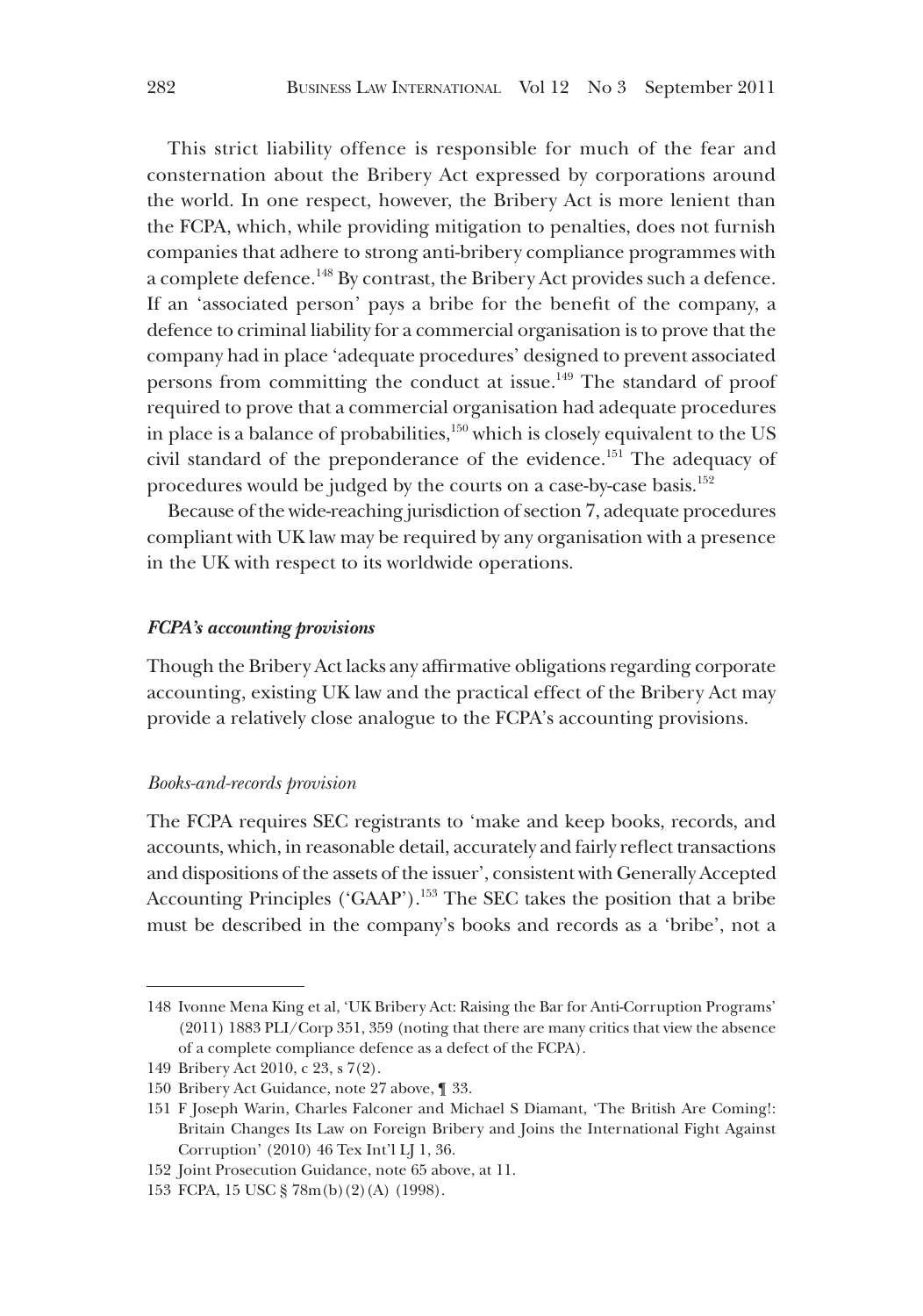This strict liability offence is responsible for much of the fear and consternation about the Bribery Act expressed by corporations around the world. In one respect, however, the Bribery Act is more lenient than the FCPA, which, while providing mitigation to penalties, does not furnish companies that adhere to strong anti-bribery compliance programmes with a complete defence.[148] By contrast, the Bribery Act provides such a defence. If an 'associated person' pays a bribe for the benefit of the company, a defence to criminal liability for a commercial organisation is to prove that the company had in place 'adequate procedures' designed to prevent associated persons from committing the conduct at issue.[149] The standard of proof required to prove that a commercial organisation had adequate procedures in place is a balance of probabilities,[150] which is closely equivalent to the US civil standard of the preponderance of the evidence.[151] The adequacy of procedures would be judged by the courts on a case-by-case basis.[152]

Because of the wide-reaching jurisdiction of section 7, adequate procedures compliant with UK law may be required by any organisation with a presence in the UK with respect to its worldwide operations.

### *FCPA's accounting provisions*

Though the Bribery Act lacks any affirmative obligations regarding corporate accounting, existing UK law and the practical effect of the Bribery Act may provide a relatively close analogue to the FCPA's accounting provisions.

#### *Books-and-records provision*

The FCPA requires SEC registrants to 'make and keep books, records, and accounts, which, in reasonable detail, accurately and fairly reflect transactions and dispositions of the assets of the issuer', consistent with Generally Accepted Accounting Principles ('GAAP').[153] The SEC takes the position that a bribe must be described in the company's books and records as a 'bribe', not a

---

148 Ivonne Mena King et al, 'UK Bribery Act: Raising the Bar for Anti-Corruption Programs' (2011) 1883 PLI/Corp 351, 359 (noting that there are many critics that view the absence of a complete compliance defence as a defect of the FCPA).

149 Bribery Act 2010, c 23, s 7(2).

150 Bribery Act Guidance, note 27 above, ¶ 33.

151 F Joseph Warin, Charles Falconer and Michael S Diamant, 'The British Are Coming!: Britain Changes Its Law on Foreign Bribery and Joins the International Fight Against Corruption' (2010) 46 Tex Int'l LJ 1, 36.

152 Joint Prosecution Guidance, note 65 above, at 11.

153 FCPA, 15 USC § 78m(b)(2)(A) (1998).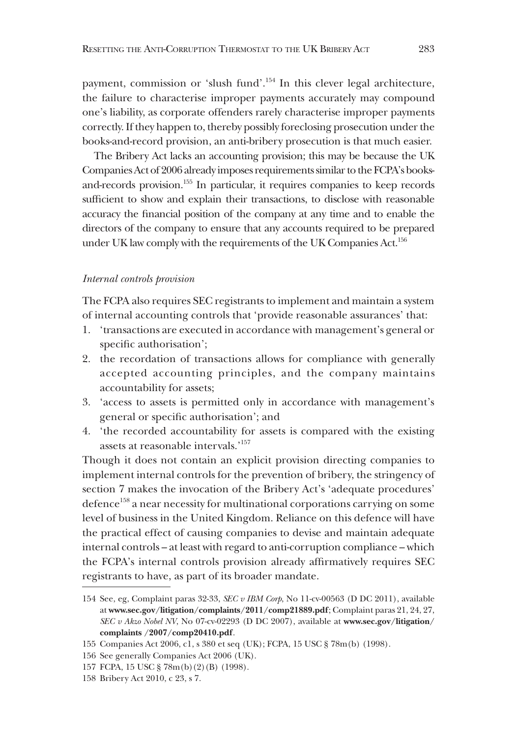payment, commission or 'slush fund'.[154] In this clever legal architecture, the failure to characterise improper payments accurately may compound one's liability, as corporate offenders rarely characterise improper payments correctly. If they happen to, thereby possibly foreclosing prosecution under the books-and-record provision, an anti-bribery prosecution is that much easier.

The Bribery Act lacks an accounting provision; this may be because the UK Companies Act of 2006 already imposes requirements similar to the FCPA's books-and-records provision.[155] In particular, it requires companies to keep records sufficient to show and explain their transactions, to disclose with reasonable accuracy the financial position of the company at any time and to enable the directors of the company to ensure that any accounts required to be prepared under UK law comply with the requirements of the UK Companies Act.[156]

*Internal controls provision*

The FCPA also requires SEC registrants to implement and maintain a system of internal accounting controls that 'provide reasonable assurances' that:

1. 'transactions are executed in accordance with management's general or specific authorisation';
2. the recordation of transactions allows for compliance with generally accepted accounting principles, and the company maintains accountability for assets;
3. 'access to assets is permitted only in accordance with management's general or specific authorisation'; and
4. 'the recorded accountability for assets is compared with the existing assets at reasonable intervals.'[157]

Though it does not contain an explicit provision directing companies to implement internal controls for the prevention of bribery, the stringency of section 7 makes the invocation of the Bribery Act's 'adequate procedures' defence[158] a near necessity for multinational corporations carrying on some level of business in the United Kingdom. Reliance on this defence will have the practical effect of causing companies to devise and maintain adequate internal controls – at least with regard to anti-corruption compliance – which the FCPA's internal controls provision already affirmatively requires SEC registrants to have, as part of its broader mandate.

---

154 See, eg, Complaint paras 32-33, *SEC v IBM Corp*, No 11-cv-00563 (D DC 2011), available at **www.sec.gov/litigation/complaints/2011/comp21889.pdf**; Complaint paras 21, 24, 27, *SEC v Akzo Nobel NV*, No 07-cv-02293 (D DC 2007), available at **www.sec.gov/litigation/complaints /2007/comp20410.pdf**.

155 Companies Act 2006, c1, s 380 et seq (UK); FCPA, 15 USC § 78m(b) (1998).

156 See generally Companies Act 2006 (UK).

157 FCPA, 15 USC § 78m(b)(2)(B) (1998).

158 Bribery Act 2010, c 23, s 7.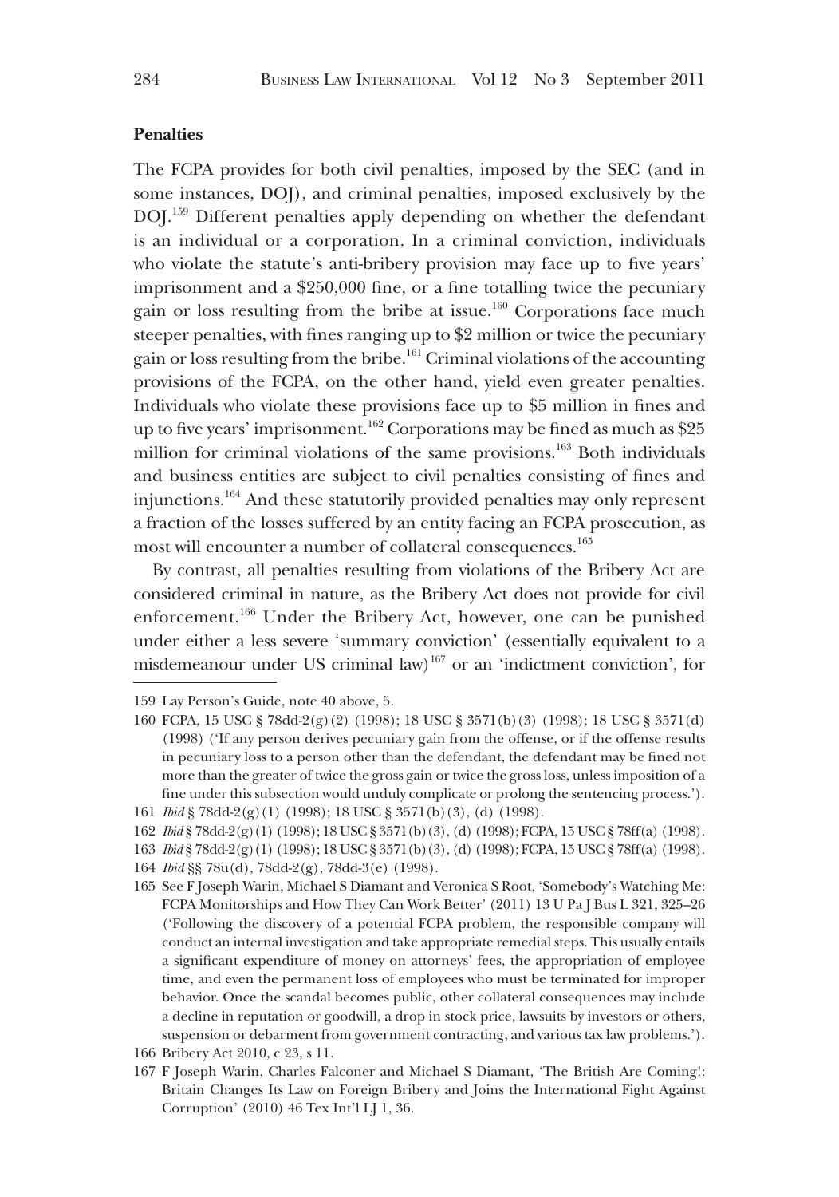### Penalties

The FCPA provides for both civil penalties, imposed by the SEC (and in some instances, DOJ), and criminal penalties, imposed exclusively by the DOJ.[159] Different penalties apply depending on whether the defendant is an individual or a corporation. In a criminal conviction, individuals who violate the statute's anti-bribery provision may face up to five years' imprisonment and a $250,000 fine, or a fine totalling twice the pecuniary gain or loss resulting from the bribe at issue.[160] Corporations face much steeper penalties, with fines ranging up to $2 million or twice the pecuniary gain or loss resulting from the bribe.[161] Criminal violations of the accounting provisions of the FCPA, on the other hand, yield even greater penalties. Individuals who violate these provisions face up to $5 million in fines and up to five years' imprisonment.[162] Corporations may be fined as much as $25 million for criminal violations of the same provisions.[163] Both individuals and business entities are subject to civil penalties consisting of fines and injunctions.[164] And these statutorily provided penalties may only represent a fraction of the losses suffered by an entity facing an FCPA prosecution, as most will encounter a number of collateral consequences.[165]

By contrast, all penalties resulting from violations of the Bribery Act are considered criminal in nature, as the Bribery Act does not provide for civil enforcement.[166] Under the Bribery Act, however, one can be punished under either a less severe 'summary conviction' (essentially equivalent to a misdemeanour under US criminal law)[167] or an 'indictment conviction', for

---

159 Lay Person's Guide, note 40 above, 5.

160 FCPA, 15 USC § 78dd-2(g)(2) (1998); 18 USC § 3571(b)(3) (1998); 18 USC § 3571(d) (1998) ('If any person derives pecuniary gain from the offense, or if the offense results in pecuniary loss to a person other than the defendant, the defendant may be fined not more than the greater of twice the gross gain or twice the gross loss, unless imposition of a fine under this subsection would unduly complicate or prolong the sentencing process.').

161 *Ibid* § 78dd-2(g)(1) (1998); 18 USC § 3571(b)(3), (d) (1998).

162 *Ibid* § 78dd-2(g)(1) (1998); 18 USC § 3571(b)(3), (d) (1998); FCPA, 15 USC § 78ff(a) (1998).

163 *Ibid* § 78dd-2(g)(1) (1998); 18 USC § 3571(b)(3), (d) (1998); FCPA, 15 USC § 78ff(a) (1998).

164 *Ibid* §§ 78u(d), 78dd-2(g), 78dd-3(e) (1998).

165 See F Joseph Warin, Michael S Diamant and Veronica S Root, 'Somebody's Watching Me: FCPA Monitorships and How They Can Work Better' (2011) 13 U Pa J Bus L 321, 325–26 ('Following the discovery of a potential FCPA problem, the responsible company will conduct an internal investigation and take appropriate remedial steps. This usually entails a significant expenditure of money on attorneys' fees, the appropriation of employee time, and even the permanent loss of employees who must be terminated for improper behavior. Once the scandal becomes public, other collateral consequences may include a decline in reputation or goodwill, a drop in stock price, lawsuits by investors or others, suspension or debarment from government contracting, and various tax law problems.').

166 Bribery Act 2010, c 23, s 11.

167 F Joseph Warin, Charles Falconer and Michael S Diamant, 'The British Are Coming!: Britain Changes Its Law on Foreign Bribery and Joins the International Fight Against Corruption' (2010) 46 Tex Int'l LJ 1, 36.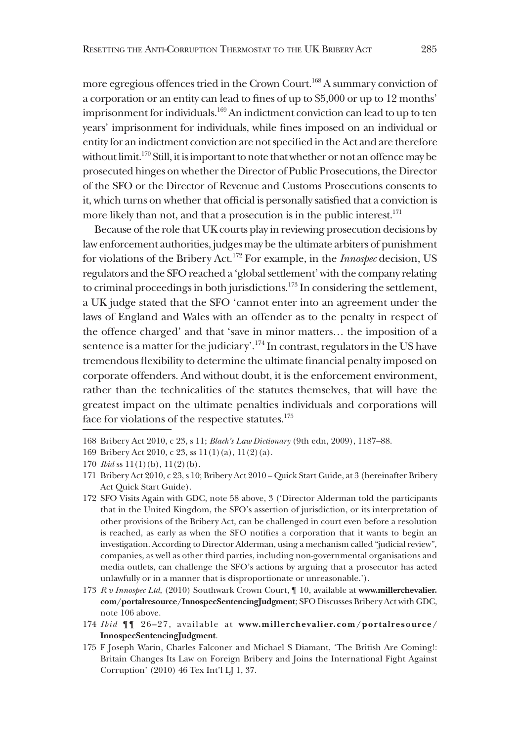more egregious offences tried in the Crown Court.[168] A summary conviction of a corporation or an entity can lead to fines of up to $5,000 or up to 12 months' imprisonment for individuals.[169] An indictment conviction can lead to up to ten years' imprisonment for individuals, while fines imposed on an individual or entity for an indictment conviction are not specified in the Act and are therefore without limit.[170] Still, it is important to note that whether or not an offence may be prosecuted hinges on whether the Director of Public Prosecutions, the Director of the SFO or the Director of Revenue and Customs Prosecutions consents to it, which turns on whether that official is personally satisfied that a conviction is more likely than not, and that a prosecution is in the public interest.[171]

Because of the role that UK courts play in reviewing prosecution decisions by law enforcement authorities, judges may be the ultimate arbiters of punishment for violations of the Bribery Act.[172] For example, in the *Innospec* decision, US regulators and the SFO reached a 'global settlement' with the company relating to criminal proceedings in both jurisdictions.[173] In considering the settlement, a UK judge stated that the SFO 'cannot enter into an agreement under the laws of England and Wales with an offender as to the penalty in respect of the offence charged' and that 'save in minor matters… the imposition of a sentence is a matter for the judiciary'.[174] In contrast, regulators in the US have tremendous flexibility to determine the ultimate financial penalty imposed on corporate offenders. And without doubt, it is the enforcement environment, rather than the technicalities of the statutes themselves, that will have the greatest impact on the ultimate penalties individuals and corporations will face for violations of the respective statutes.[175]

---

168 Bribery Act 2010, c 23, s 11; *Black's Law Dictionary* (9th edn, 2009), 1187–88.

169 Bribery Act 2010, c 23, ss 11(1)(a), 11(2)(a).

170 *Ibid* ss 11(1)(b), 11(2)(b).

171 Bribery Act 2010, c 23, s 10; Bribery Act 2010 – Quick Start Guide, at 3 (hereinafter Bribery Act Quick Start Guide).

172 SFO Visits Again with GDC, note 58 above, 3 ('Director Alderman told the participants that in the United Kingdom, the SFO's assertion of jurisdiction, or its interpretation of other provisions of the Bribery Act, can be challenged in court even before a resolution is reached, as early as when the SFO notifies a corporation that it wants to begin an investigation. According to Director Alderman, using a mechanism called "judicial review", companies, as well as other third parties, including non-governmental organisations and media outlets, can challenge the SFO's actions by arguing that a prosecutor has acted unlawfully or in a manner that is disproportionate or unreasonable.').

173 *R v Innospec Ltd*, (2010) Southwark Crown Court, ¶ 10, available at **www.millerchevalier.com/portalresource/InnospecSentencingJudgment**; SFO Discusses Bribery Act with GDC, note 106 above.

174 *Ibid* ¶¶ 26–27, available at **www.millerchevalier.com/portalresource/InnospecSentencingJudgment**.

175 F Joseph Warin, Charles Falconer and Michael S Diamant, 'The British Are Coming!: Britain Changes Its Law on Foreign Bribery and Joins the International Fight Against Corruption' (2010) 46 Tex Int'l LJ 1, 37.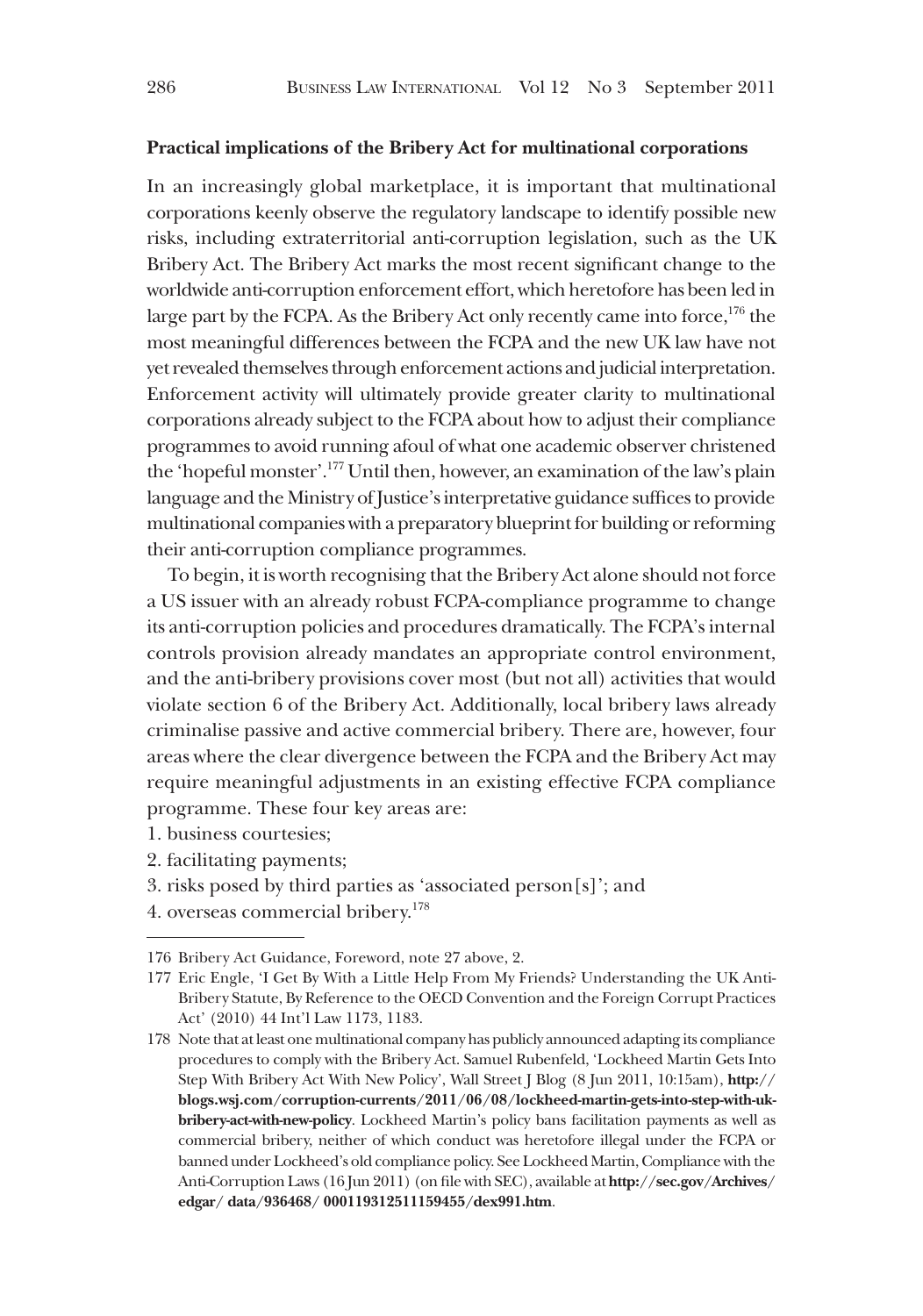**Practical implications of the Bribery Act for multinational corporations**

In an increasingly global marketplace, it is important that multinational corporations keenly observe the regulatory landscape to identify possible new risks, including extraterritorial anti-corruption legislation, such as the UK Bribery Act. The Bribery Act marks the most recent significant change to the worldwide anti-corruption enforcement effort, which heretofore has been led in large part by the FCPA. As the Bribery Act only recently came into force,[176] the most meaningful differences between the FCPA and the new UK law have not yet revealed themselves through enforcement actions and judicial interpretation. Enforcement activity will ultimately provide greater clarity to multinational corporations already subject to the FCPA about how to adjust their compliance programmes to avoid running afoul of what one academic observer christened the 'hopeful monster'.[177] Until then, however, an examination of the law's plain language and the Ministry of Justice's interpretative guidance suffices to provide multinational companies with a preparatory blueprint for building or reforming their anti-corruption compliance programmes.

To begin, it is worth recognising that the Bribery Act alone should not force a US issuer with an already robust FCPA-compliance programme to change its anti-corruption policies and procedures dramatically. The FCPA's internal controls provision already mandates an appropriate control environment, and the anti-bribery provisions cover most (but not all) activities that would violate section 6 of the Bribery Act. Additionally, local bribery laws already criminalise passive and active commercial bribery. There are, however, four areas where the clear divergence between the FCPA and the Bribery Act may require meaningful adjustments in an existing effective FCPA compliance programme. These four key areas are:

1. business courtesies;
2. facilitating payments;
3. risks posed by third parties as 'associated person[s]'; and
4. overseas commercial bribery.[178]

---

176 Bribery Act Guidance, Foreword, note 27 above, 2.

177 Eric Engle, 'I Get By With a Little Help From My Friends? Understanding the UK Anti-Bribery Statute, By Reference to the OECD Convention and the Foreign Corrupt Practices Act' (2010) 44 Int'l Law 1173, 1183.

178 Note that at least one multinational company has publicly announced adapting its compliance procedures to comply with the Bribery Act. Samuel Rubenfeld, 'Lockheed Martin Gets Into Step With Bribery Act With New Policy', Wall Street J Blog (8 Jun 2011, 10:15am), **http://blogs.wsj.com/corruption-currents/2011/06/08/lockheed-martin-gets-into-step-with-uk-bribery-act-with-new-policy**. Lockheed Martin's policy bans facilitation payments as well as commercial bribery, neither of which conduct was heretofore illegal under the FCPA or banned under Lockheed's old compliance policy. See Lockheed Martin, Compliance with the Anti-Corruption Laws (16 Jun 2011) (on file with SEC), available at **http://sec.gov/Archives/edgar/data/936468/000119312511159455/dex991.htm**.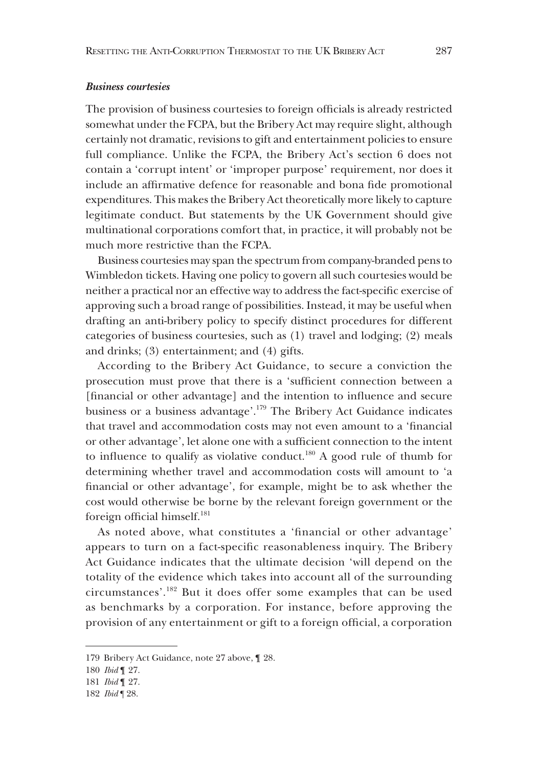### *Business courtesies*

The provision of business courtesies to foreign officials is already restricted somewhat under the FCPA, but the Bribery Act may require slight, although certainly not dramatic, revisions to gift and entertainment policies to ensure full compliance. Unlike the FCPA, the Bribery Act's section 6 does not contain a 'corrupt intent' or 'improper purpose' requirement, nor does it include an affirmative defence for reasonable and bona fide promotional expenditures. This makes the Bribery Act theoretically more likely to capture legitimate conduct. But statements by the UK Government should give multinational corporations comfort that, in practice, it will probably not be much more restrictive than the FCPA.

Business courtesies may span the spectrum from company-branded pens to Wimbledon tickets. Having one policy to govern all such courtesies would be neither a practical nor an effective way to address the fact-specific exercise of approving such a broad range of possibilities. Instead, it may be useful when drafting an anti-bribery policy to specify distinct procedures for different categories of business courtesies, such as (1) travel and lodging; (2) meals and drinks; (3) entertainment; and (4) gifts.

According to the Bribery Act Guidance, to secure a conviction the prosecution must prove that there is a 'sufficient connection between a [financial or other advantage] and the intention to influence and secure business or a business advantage'.[179] The Bribery Act Guidance indicates that travel and accommodation costs may not even amount to a 'financial or other advantage', let alone one with a sufficient connection to the intent to influence to qualify as violative conduct.[180] A good rule of thumb for determining whether travel and accommodation costs will amount to 'a financial or other advantage', for example, might be to ask whether the cost would otherwise be borne by the relevant foreign government or the foreign official himself.[181]

As noted above, what constitutes a 'financial or other advantage' appears to turn on a fact-specific reasonableness inquiry. The Bribery Act Guidance indicates that the ultimate decision 'will depend on the totality of the evidence which takes into account all of the surrounding circumstances'.[182] But it does offer some examples that can be used as benchmarks by a corporation. For instance, before approving the provision of any entertainment or gift to a foreign official, a corporation

179 Bribery Act Guidance, note 27 above, ¶ 28.

180 *Ibid* ¶ 27.

181 *Ibid* ¶ 27.

182 *Ibid* ¶ 28.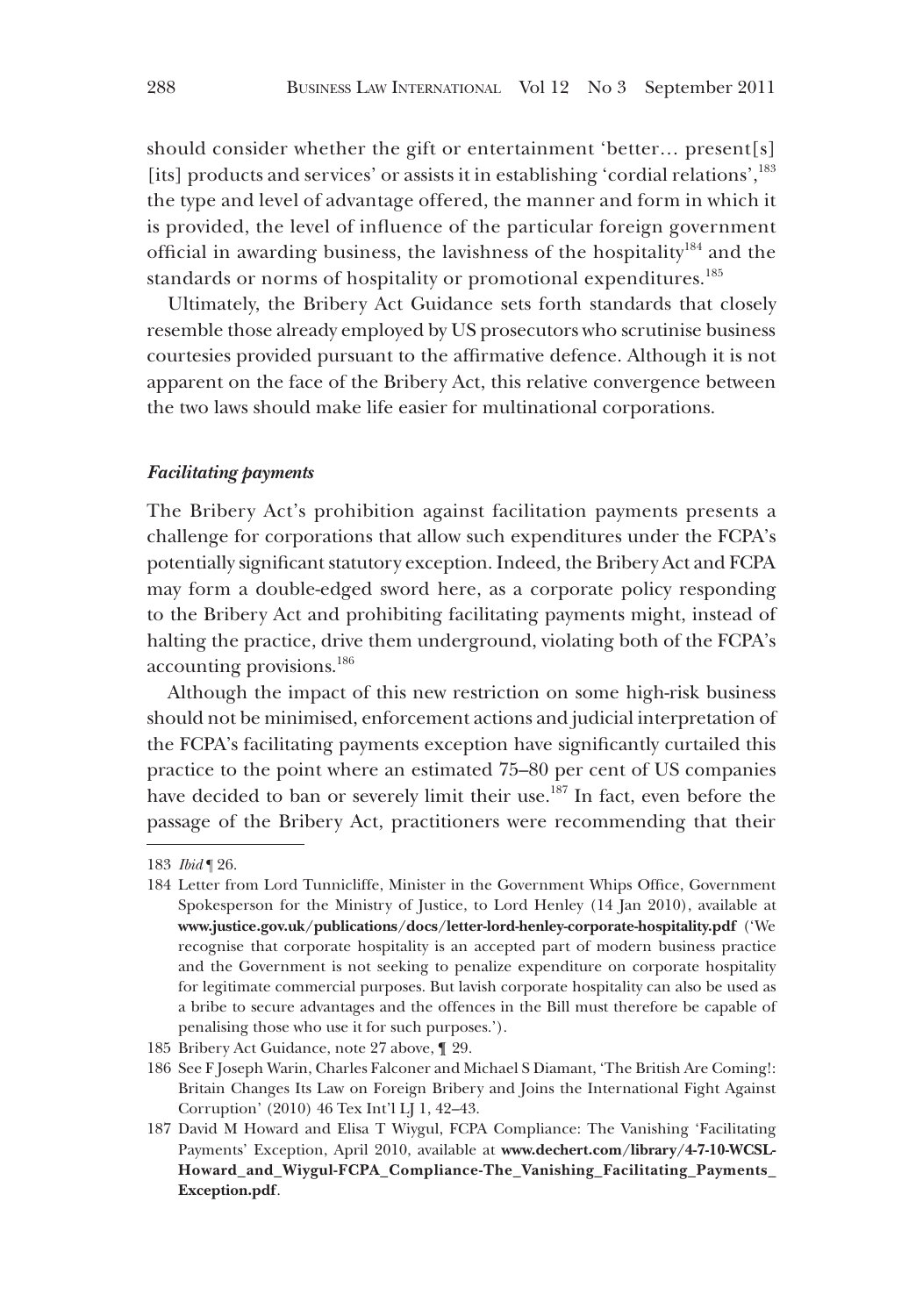should consider whether the gift or entertainment 'better… present[s] [its] products and services' or assists it in establishing 'cordial relations',[183] the type and level of advantage offered, the manner and form in which it is provided, the level of influence of the particular foreign government official in awarding business, the lavishness of the hospitality[184] and the standards or norms of hospitality or promotional expenditures.[185]

Ultimately, the Bribery Act Guidance sets forth standards that closely resemble those already employed by US prosecutors who scrutinise business courtesies provided pursuant to the affirmative defence. Although it is not apparent on the face of the Bribery Act, this relative convergence between the two laws should make life easier for multinational corporations.

### *Facilitating payments*

The Bribery Act's prohibition against facilitation payments presents a challenge for corporations that allow such expenditures under the FCPA's potentially significant statutory exception. Indeed, the Bribery Act and FCPA may form a double-edged sword here, as a corporate policy responding to the Bribery Act and prohibiting facilitating payments might, instead of halting the practice, drive them underground, violating both of the FCPA's accounting provisions.[186]

Although the impact of this new restriction on some high-risk business should not be minimised, enforcement actions and judicial interpretation of the FCPA's facilitating payments exception have significantly curtailed this practice to the point where an estimated 75–80 per cent of US companies have decided to ban or severely limit their use.[187] In fact, even before the passage of the Bribery Act, practitioners were recommending that their

---

183 *Ibid* ¶ 26.

184 Letter from Lord Tunnicliffe, Minister in the Government Whips Office, Government Spokesperson for the Ministry of Justice, to Lord Henley (14 Jan 2010), available at **www.justice.gov.uk/publications/docs/letter-lord-henley-corporate-hospitality.pdf** ('We recognise that corporate hospitality is an accepted part of modern business practice and the Government is not seeking to penalize expenditure on corporate hospitality for legitimate commercial purposes. But lavish corporate hospitality can also be used as a bribe to secure advantages and the offences in the Bill must therefore be capable of penalising those who use it for such purposes.').

185 Bribery Act Guidance, note 27 above, ¶ 29.

186 See F Joseph Warin, Charles Falconer and Michael S Diamant, 'The British Are Coming!: Britain Changes Its Law on Foreign Bribery and Joins the International Fight Against Corruption' (2010) 46 Tex Int'l LJ 1, 42–43.

187 David M Howard and Elisa T Wiygul, FCPA Compliance: The Vanishing 'Facilitating Payments' Exception, April 2010, available at **www.dechert.com/library/4-7-10-WCSL-Howard_and_Wiygul-FCPA_Compliance-The_Vanishing_Facilitating_Payments_Exception.pdf**.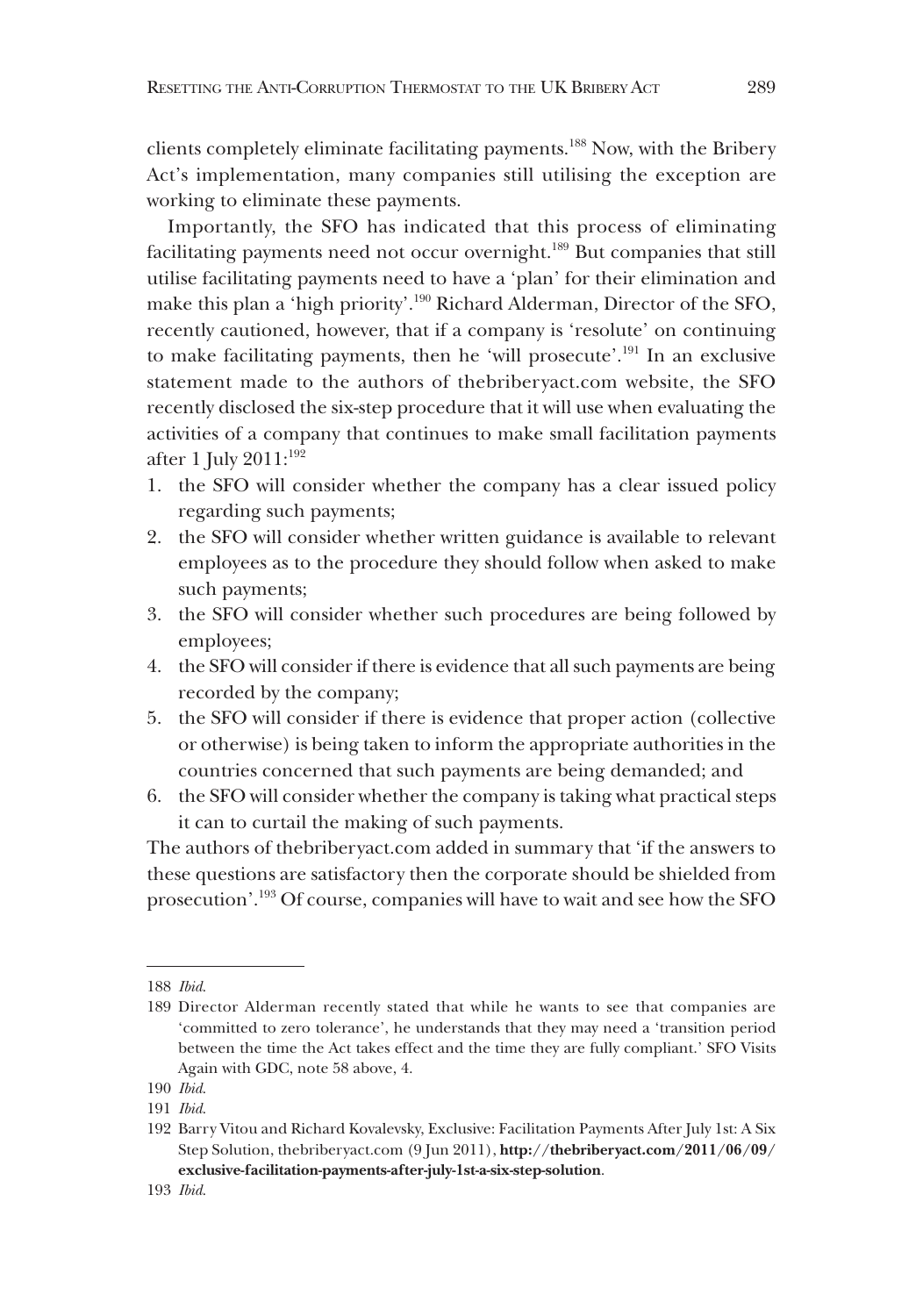clients completely eliminate facilitating payments.[188] Now, with the Bribery Act's implementation, many companies still utilising the exception are working to eliminate these payments.

Importantly, the SFO has indicated that this process of eliminating facilitating payments need not occur overnight.[189] But companies that still utilise facilitating payments need to have a 'plan' for their elimination and make this plan a 'high priority'.[190] Richard Alderman, Director of the SFO, recently cautioned, however, that if a company is 'resolute' on continuing to make facilitating payments, then he 'will prosecute'.[191] In an exclusive statement made to the authors of thebriberyact.com website, the SFO recently disclosed the six-step procedure that it will use when evaluating the activities of a company that continues to make small facilitation payments after 1 July 2011:[192]

1. the SFO will consider whether the company has a clear issued policy regarding such payments;
2. the SFO will consider whether written guidance is available to relevant employees as to the procedure they should follow when asked to make such payments;
3. the SFO will consider whether such procedures are being followed by employees;
4. the SFO will consider if there is evidence that all such payments are being recorded by the company;
5. the SFO will consider if there is evidence that proper action (collective or otherwise) is being taken to inform the appropriate authorities in the countries concerned that such payments are being demanded; and
6. the SFO will consider whether the company is taking what practical steps it can to curtail the making of such payments.

The authors of thebriberyact.com added in summary that 'if the answers to these questions are satisfactory then the corporate should be shielded from prosecution'.[193] Of course, companies will have to wait and see how the SFO

---

188 *Ibid.*

189 Director Alderman recently stated that while he wants to see that companies are 'committed to zero tolerance', he understands that they may need a 'transition period between the time the Act takes effect and the time they are fully compliant.' SFO Visits Again with GDC, note 58 above, 4.

190 *Ibid.*

191 *Ibid.*

192 Barry Vitou and Richard Kovalevsky, Exclusive: Facilitation Payments After July 1st: A Six Step Solution, thebriberyact.com (9 Jun 2011), **http://thebriberyact.com/2011/06/09/exclusive-facilitation-payments-after-july-1st-a-six-step-solution**.

193 *Ibid.*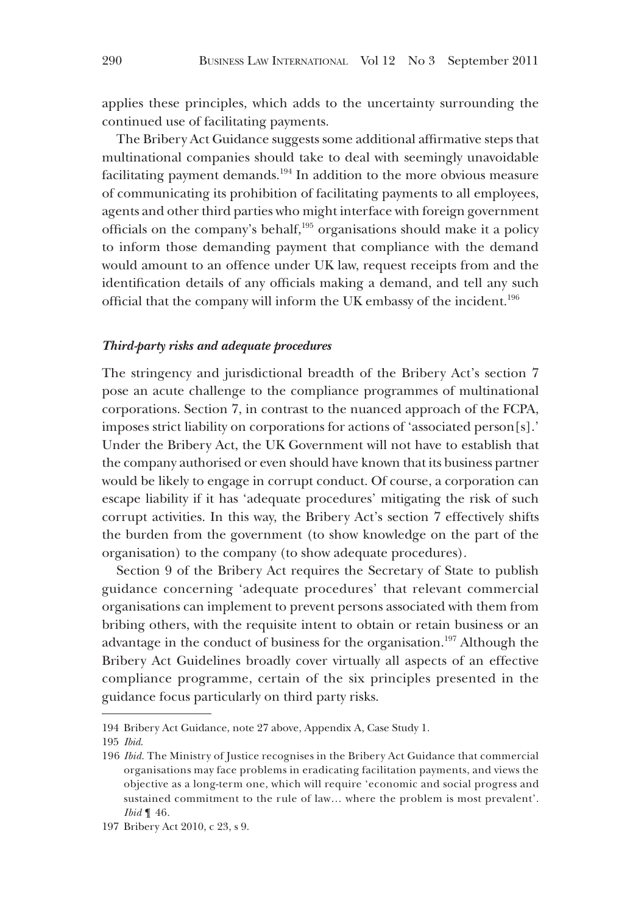applies these principles, which adds to the uncertainty surrounding the continued use of facilitating payments.

The Bribery Act Guidance suggests some additional affirmative steps that multinational companies should take to deal with seemingly unavoidable facilitating payment demands.[194] In addition to the more obvious measure of communicating its prohibition of facilitating payments to all employees, agents and other third parties who might interface with foreign government officials on the company's behalf,[195] organisations should make it a policy to inform those demanding payment that compliance with the demand would amount to an offence under UK law, request receipts from and the identification details of any officials making a demand, and tell any such official that the company will inform the UK embassy of the incident.[196]

### *Third-party risks and adequate procedures*

The stringency and jurisdictional breadth of the Bribery Act's section 7 pose an acute challenge to the compliance programmes of multinational corporations. Section 7, in contrast to the nuanced approach of the FCPA, imposes strict liability on corporations for actions of 'associated person[s].' Under the Bribery Act, the UK Government will not have to establish that the company authorised or even should have known that its business partner would be likely to engage in corrupt conduct. Of course, a corporation can escape liability if it has 'adequate procedures' mitigating the risk of such corrupt activities. In this way, the Bribery Act's section 7 effectively shifts the burden from the government (to show knowledge on the part of the organisation) to the company (to show adequate procedures).

Section 9 of the Bribery Act requires the Secretary of State to publish guidance concerning 'adequate procedures' that relevant commercial organisations can implement to prevent persons associated with them from bribing others, with the requisite intent to obtain or retain business or an advantage in the conduct of business for the organisation.[197] Although the Bribery Act Guidelines broadly cover virtually all aspects of an effective compliance programme, certain of the six principles presented in the guidance focus particularly on third party risks.

---

194 Bribery Act Guidance, note 27 above, Appendix A, Case Study 1.

195 *Ibid*.

196 *Ibid*. The Ministry of Justice recognises in the Bribery Act Guidance that commercial organisations may face problems in eradicating facilitation payments, and views the objective as a long-term one, which will require 'economic and social progress and sustained commitment to the rule of law… where the problem is most prevalent'. *Ibid* ¶ 46.

197 Bribery Act 2010, c 23, s 9.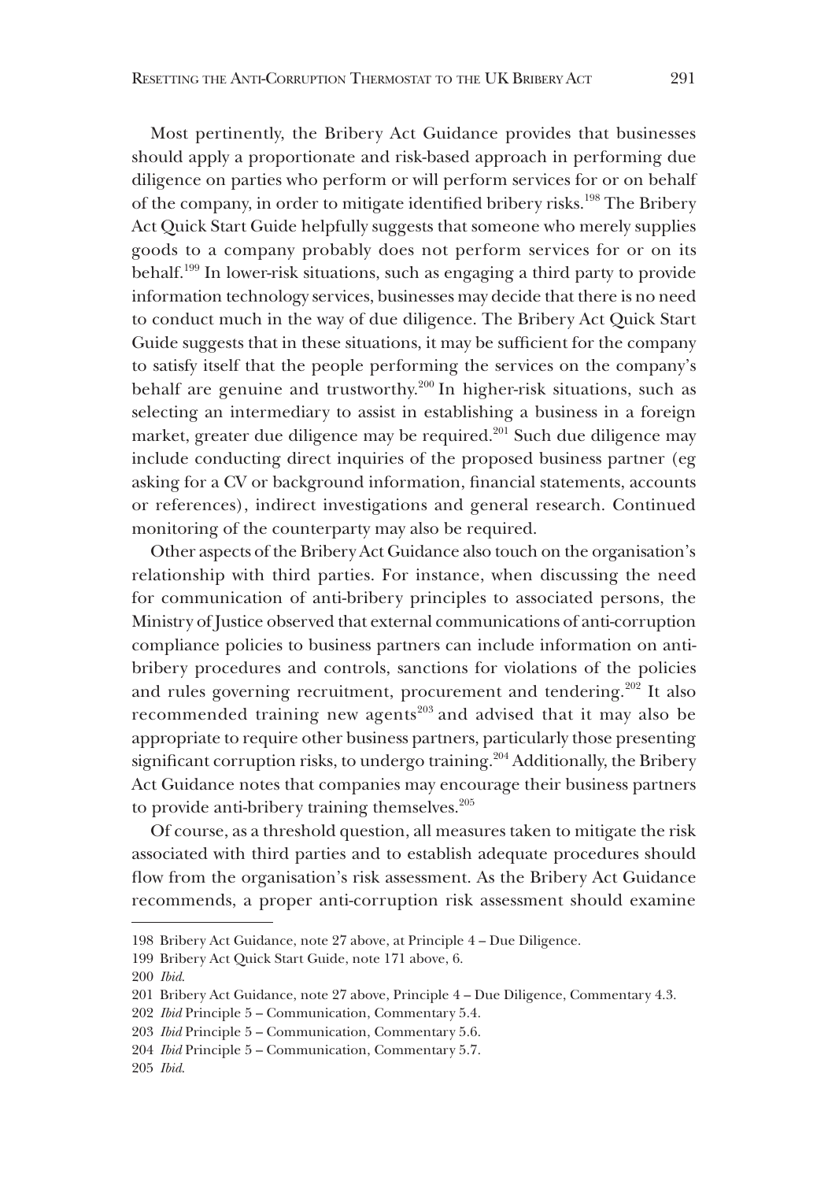Most pertinently, the Bribery Act Guidance provides that businesses should apply a proportionate and risk-based approach in performing due diligence on parties who perform or will perform services for or on behalf of the company, in order to mitigate identified bribery risks.[198] The Bribery Act Quick Start Guide helpfully suggests that someone who merely supplies goods to a company probably does not perform services for or on its behalf.[199] In lower-risk situations, such as engaging a third party to provide information technology services, businesses may decide that there is no need to conduct much in the way of due diligence. The Bribery Act Quick Start Guide suggests that in these situations, it may be sufficient for the company to satisfy itself that the people performing the services on the company's behalf are genuine and trustworthy.[200] In higher-risk situations, such as selecting an intermediary to assist in establishing a business in a foreign market, greater due diligence may be required.[201] Such due diligence may include conducting direct inquiries of the proposed business partner (eg asking for a CV or background information, financial statements, accounts or references), indirect investigations and general research. Continued monitoring of the counterparty may also be required.

Other aspects of the Bribery Act Guidance also touch on the organisation's relationship with third parties. For instance, when discussing the need for communication of anti-bribery principles to associated persons, the Ministry of Justice observed that external communications of anti-corruption compliance policies to business partners can include information on anti-bribery procedures and controls, sanctions for violations of the policies and rules governing recruitment, procurement and tendering.[202] It also recommended training new agents[203] and advised that it may also be appropriate to require other business partners, particularly those presenting significant corruption risks, to undergo training.[204] Additionally, the Bribery Act Guidance notes that companies may encourage their business partners to provide anti-bribery training themselves.[205]

Of course, as a threshold question, all measures taken to mitigate the risk associated with third parties and to establish adequate procedures should flow from the organisation's risk assessment. As the Bribery Act Guidance recommends, a proper anti-corruption risk assessment should examine

---

198 Bribery Act Guidance, note 27 above, at Principle 4 – Due Diligence.

199 Bribery Act Quick Start Guide, note 171 above, 6.

200 *Ibid*.

201 Bribery Act Guidance, note 27 above, Principle 4 – Due Diligence, Commentary 4.3.

202 *Ibid* Principle 5 – Communication, Commentary 5.4.

203 *Ibid* Principle 5 – Communication, Commentary 5.6.

204 *Ibid* Principle 5 – Communication, Commentary 5.7.

205 *Ibid*.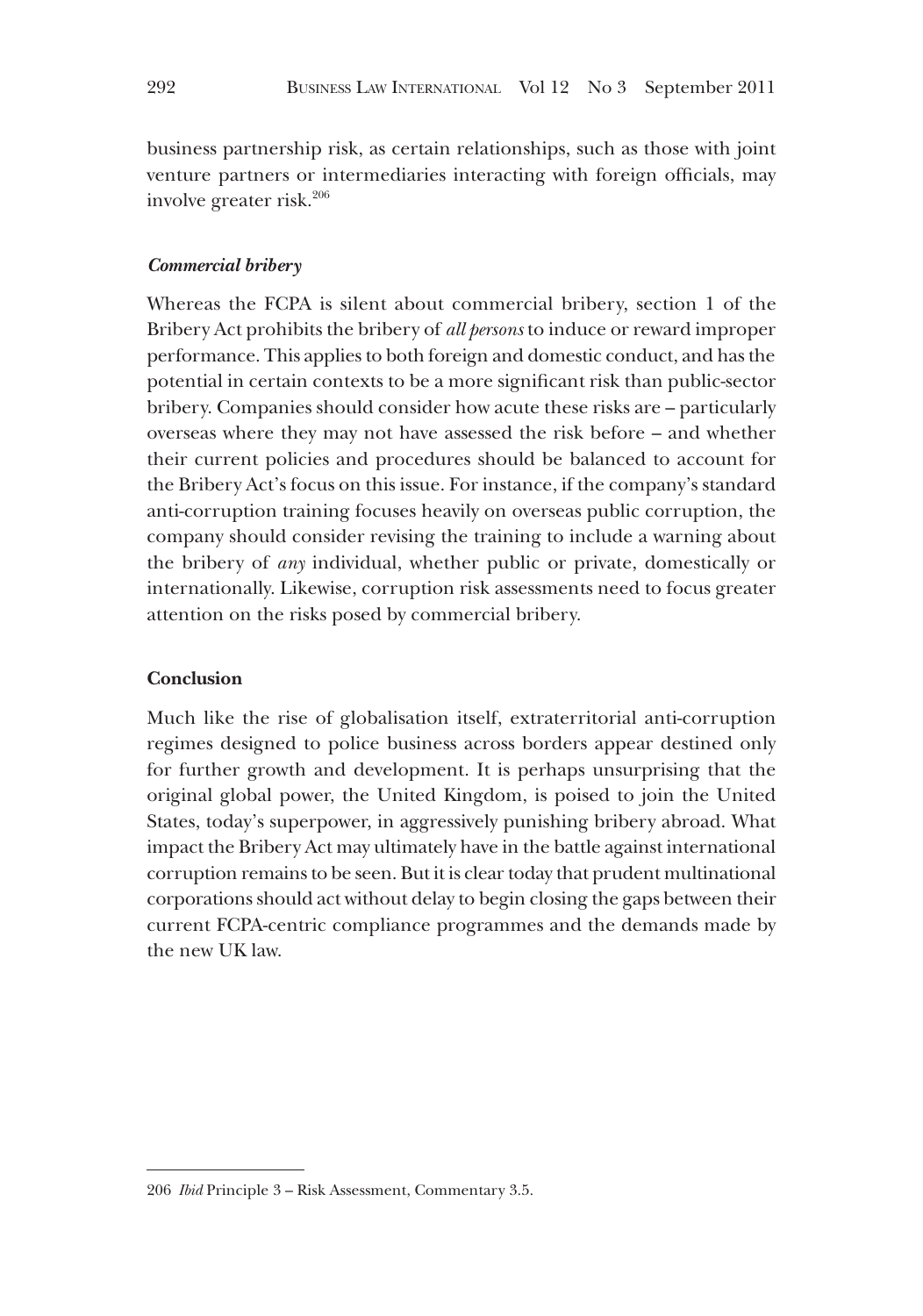business partnership risk, as certain relationships, such as those with joint venture partners or intermediaries interacting with foreign officials, may involve greater risk.[206]

### *Commercial bribery*

Whereas the FCPA is silent about commercial bribery, section 1 of the Bribery Act prohibits the bribery of *all persons* to induce or reward improper performance. This applies to both foreign and domestic conduct, and has the potential in certain contexts to be a more significant risk than public-sector bribery. Companies should consider how acute these risks are – particularly overseas where they may not have assessed the risk before – and whether their current policies and procedures should be balanced to account for the Bribery Act's focus on this issue. For instance, if the company's standard anti-corruption training focuses heavily on overseas public corruption, the company should consider revising the training to include a warning about the bribery of *any* individual, whether public or private, domestically or internationally. Likewise, corruption risk assessments need to focus greater attention on the risks posed by commercial bribery.

## Conclusion

Much like the rise of globalisation itself, extraterritorial anti-corruption regimes designed to police business across borders appear destined only for further growth and development. It is perhaps unsurprising that the original global power, the United Kingdom, is poised to join the United States, today's superpower, in aggressively punishing bribery abroad. What impact the Bribery Act may ultimately have in the battle against international corruption remains to be seen. But it is clear today that prudent multinational corporations should act without delay to begin closing the gaps between their current FCPA-centric compliance programmes and the demands made by the new UK law.

---

206 *Ibid* Principle 3 – Risk Assessment, Commentary 3.5.